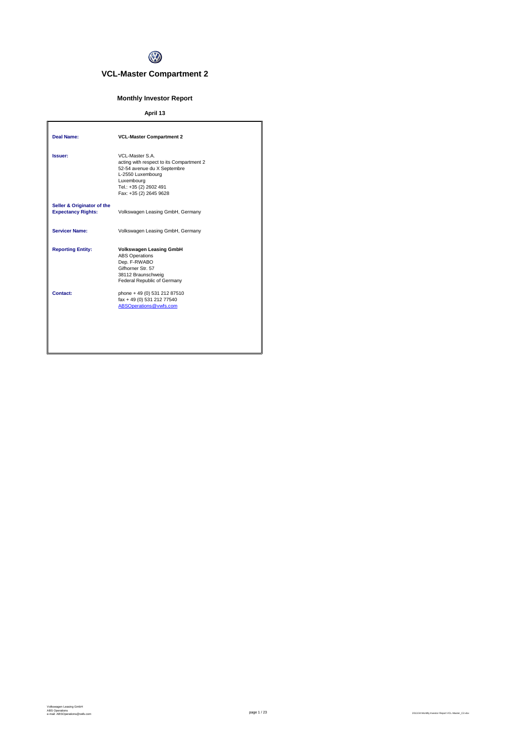# VCL-Master Compartment 2

## Monthly Investor Report

### April 13

| | |
|---|---|
| **Deal Name:** | **VCL-Master Compartment 2** |
| **Issuer:** | VCL-Master S.A.<br>acting with respect to its Compartment 2<br>52-54 avenue du X Septembre<br>L-2550 Luxembourg<br>Luxembourg<br>Tel.: +35 (2) 2602 491<br>Fax: +35 (2) 2645 9628 |
| **Seller & Originator of the Expectancy Rights:** | Volkswagen Leasing GmbH, Germany |
| **Servicer Name:** | Volkswagen Leasing GmbH, Germany |
| **Reporting Entity:** | **Volkswagen Leasing GmbH**<br>ABS Operations<br>Dep. F-RWABO<br>Gifhorner Str. 57<br>38112 Braunschweig<br>Federal Republic of Germany |
| **Contact:** | phone + 49 (0) 531 212 87510<br>fax + 49 (0) 531 212 77540<br>ABSOperations@vwfs.com |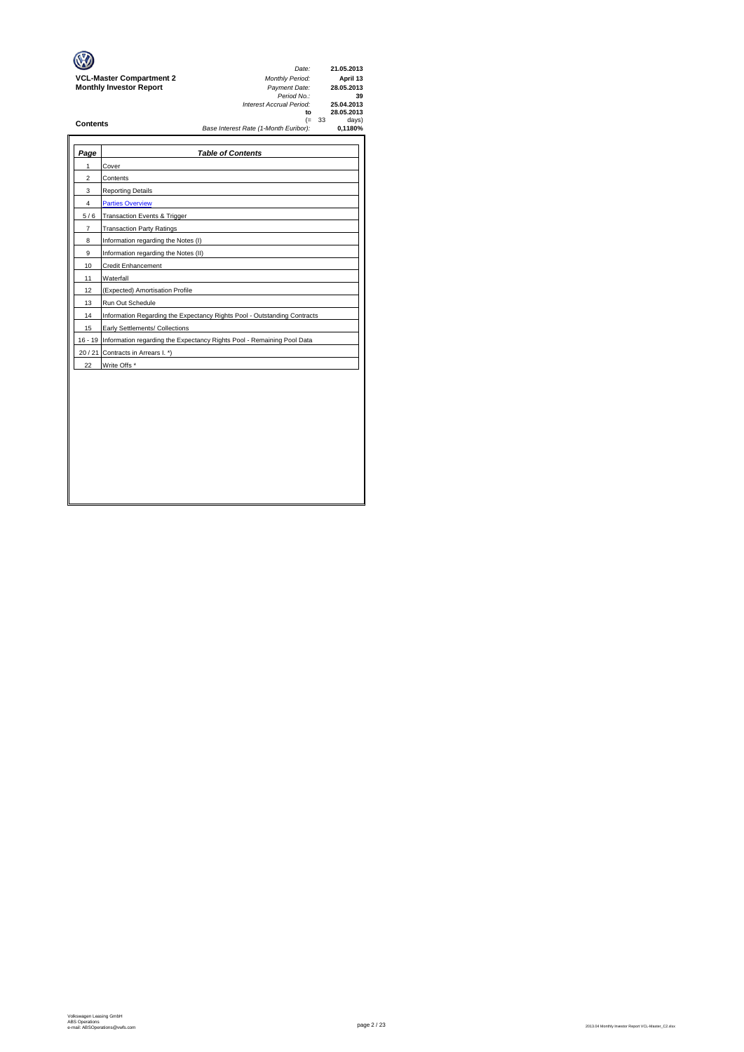**VCL-Master Compartment 2**
**Monthly Investor Report**

| | |
|---|---|
| *Date:* | **21.05.2013** |
| *Monthly Period:* | **April 13** |
| *Payment Date:* | **28.05.2013** |
| *Period No.:* | **39** |
| *Interest Accrual Period:* | **25.04.2013** |
| **to** | **28.05.2013** |
| (= 33 | days) |
| *Base Interest Rate (1-Month Euribor):* | **0,1180%** |

**Contents**

| *Page* | *Table of Contents* |
|---|---|
| 1 | Cover |
| 2 | Contents |
| 3 | Reporting Details |
| 4 | Parties Overview |
| 5 / 6 | Transaction Events & Trigger |
| 7 | Transaction Party Ratings |
| 8 | Information regarding the Notes (I) |
| 9 | Information regarding the Notes (II) |
| 10 | Credit Enhancement |
| 11 | Waterfall |
| 12 | (Expected) Amortisation Profile |
| 13 | Run Out Schedule |
| 14 | Information Regarding the Expectancy Rights Pool - Outstanding Contracts |
| 15 | Early Settlements/ Collections |
| 16 - 19 | Information regarding the Expectancy Rights Pool - Remaining Pool Data |
| 20 / 21 | Contracts in Arrears I. *) |
| 22 | Write Offs * |

Volkswagen Leasing GmbH
ABS Operations
e-mail: ABSOperations@vwfs.com

2013.04 Monthly Investor Report VCL-Master_C2.xlsx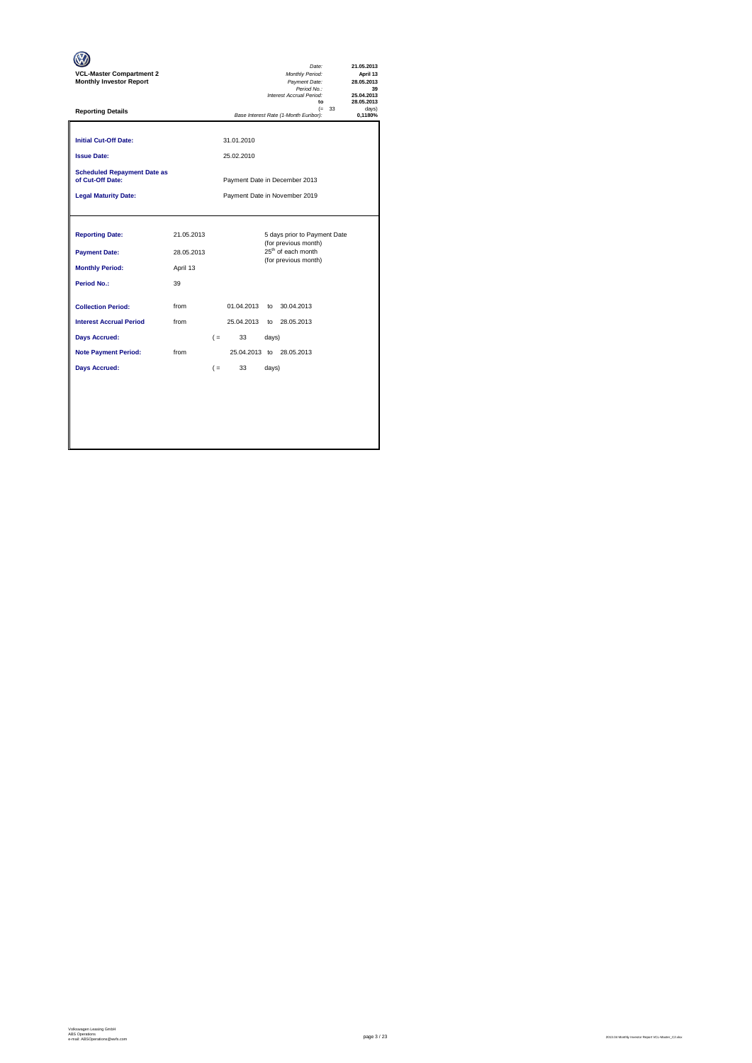**VCL-Master Compartment 2**
**Monthly Investor Report**

| | |
|---|---|
| *Date:* | **21.05.2013** |
| *Monthly Period:* | **April 13** |
| *Payment Date:* | **28.05.2013** |
| *Period No.:* | **39** |
| *Interest Accrual Period:* | **25.04.2013** |
| **to** | **28.05.2013** |
| (= 33 | days) |
| *Base Interest Rate (1-Month Euribor):* | **0,1180%** |

**Reporting Details**

| | | | | | |
|---|---|---|---|---|---|
| **Initial Cut-Off Date:** | | 31.01.2010 | | | |
| **Issue Date:** | | 25.02.2010 | | | |
| **Scheduled Repayment Date as of Cut-Off Date:** | | Payment Date in December 2013 | | | |
| **Legal Maturity Date:** | | Payment Date in November 2019 | | | |

| | | | | | |
|---|---|---|---|---|---|
| **Reporting Date:** | 21.05.2013 | | 5 days prior to Payment Date (for previous month) | | |
| **Payment Date:** | 28.05.2013 | | 25th of each month (for previous month) | | |
| **Monthly Period:** | April 13 | | | | |
| **Period No.:** | 39 | | | | |
| **Collection Period:** | from | 01.04.2013 | to | 30.04.2013 | |
| **Interest Accrual Period** | from | 25.04.2013 | to | 28.05.2013 | |
| **Days Accrued:** | ( = | 33 | days) | | |
| **Note Payment Period:** | from | 25.04.2013 | to | 28.05.2013 | |
| **Days Accrued:** | ( = | 33 | days) | | |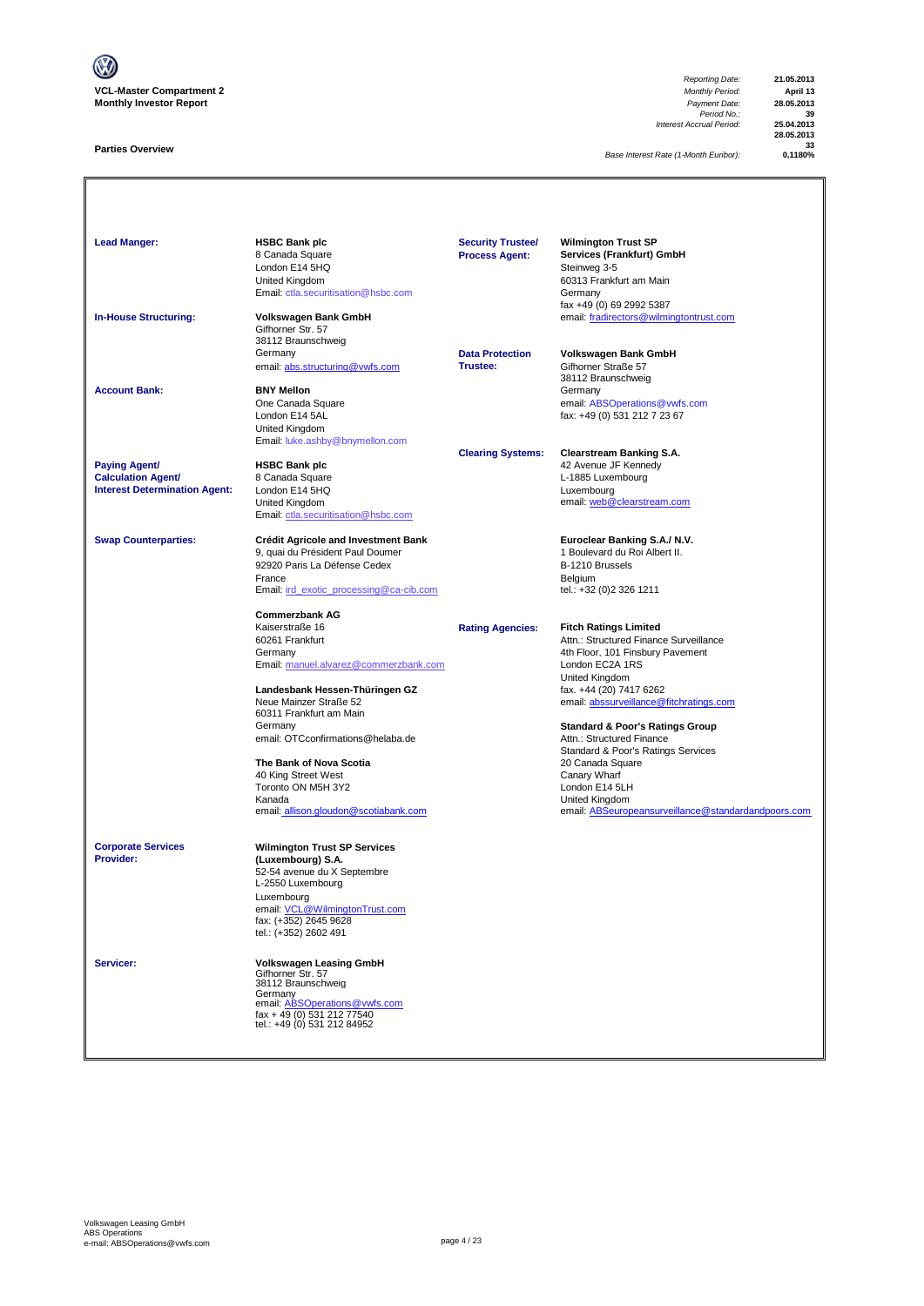**VCL-Master Compartment 2**
**Monthly Investor Report**

| | |
|---|---|
| *Reporting Date:* | **21.05.2013** |
| *Monthly Period:* | **April 13** |
| *Payment Date:* | **28.05.2013** |
| *Period No.:* | **39** |
| *Interest Accrual Period:* | **25.04.2013** |
| | **28.05.2013** |
| | **33** |
| *Base Interest Rate (1-Month Euribor):* | **0,1180%** |

## Parties Overview

**Lead Manger:**
**HSBC Bank plc**
8 Canada Square
London E14 5HQ
United Kingdom
Email: ctla.securitisation@hsbc.com

**In-House Structuring:**
**Volkswagen Bank GmbH**
Gifhorner Str. 57
38112 Braunschweig
Germany
email: abs.structuring@vwfs.com

**Account Bank:**
**BNY Mellon**
One Canada Square
London E14 5AL
United Kingdom
Email: luke.ashby@bnymellon.com

**Paying Agent/ Calculation Agent/ Interest Determination Agent:**
**HSBC Bank plc**
8 Canada Square
London E14 5HQ
United Kingdom
Email: ctla.securitisation@hsbc.com

**Swap Counterparties:**
**Crédit Agricole and Investment Bank**
9, quai du Président Paul Doumer
92920 Paris La Défense Cedex
France
Email: ird_exotic_processing@ca-cib.com

**Commerzbank AG**
Kaiserstraße 16
60261 Frankfurt
Germany
Email: manuel.alvarez@commerzbank.com

**Landesbank Hessen-Thüringen GZ**
Neue Mainzer Straße 52
60311 Frankfurt am Main
Germany
email: OTCconfirmations@helaba.de

**The Bank of Nova Scotia**
40 King Street West
Toronto ON M5H 3Y2
Kanada
email: allison.gloudon@scotiabank.com

**Corporate Services Provider:**
**Wilmington Trust SP Services (Luxembourg) S.A.**
52-54 avenue du X Septembre
L-2550 Luxembourg
Luxembourg
email: VCL@WilmingtonTrust.com
fax: (+352) 2645 9628
tel.: (+352) 2602 491

**Servicer:**
**Volkswagen Leasing GmbH**
Gifhorner Str. 57
38112 Braunschweig
Germany
email: ABSOperations@vwfs.com
fax + 49 (0) 531 212 77540
tel.: +49 (0) 531 212 84952

**Security Trustee/ Process Agent:**
**Wilmington Trust SP Services (Frankfurt) GmbH**
Steinweg 3-5
60313 Frankfurt am Main
Germany
fax +49 (0) 69 2992 5387
email: fradirectors@wilmingtontrust.com

**Data Protection Trustee:**
**Volkswagen Bank GmbH**
Gifhorner Straße 57
38112 Braunschweig
Germany
email: ABSOperations@vwfs.com
fax: +49 (0) 531 212 7 23 67

**Clearing Systems:**
**Clearstream Banking S.A.**
42 Avenue JF Kennedy
L-1885 Luxembourg
Luxembourg
email: web@clearstream.com

**Euroclear Banking S.A./ N.V.**
1 Boulevard du Roi Albert II.
B-1210 Brussels
Belgium
tel.: +32 (0)2 326 1211

**Rating Agencies:**
**Fitch Ratings Limited**
Attn.: Structured Finance Surveillance
4th Floor, 101 Finsbury Pavement
London EC2A 1RS
United Kingdom
fax. +44 (20) 7417 6262
email: abssurveillance@fitchratings.com

**Standard & Poor's Ratings Group**
Attn.: Structured Finance
Standard & Poor's Ratings Services
20 Canada Square
Canary Wharf
London E14 5LH
United Kingdom
email: ABSeuropeansurveillance@standardandpoors.com

Volkswagen Leasing GmbH
ABS Operations
e-mail: ABSOperations@vwfs.com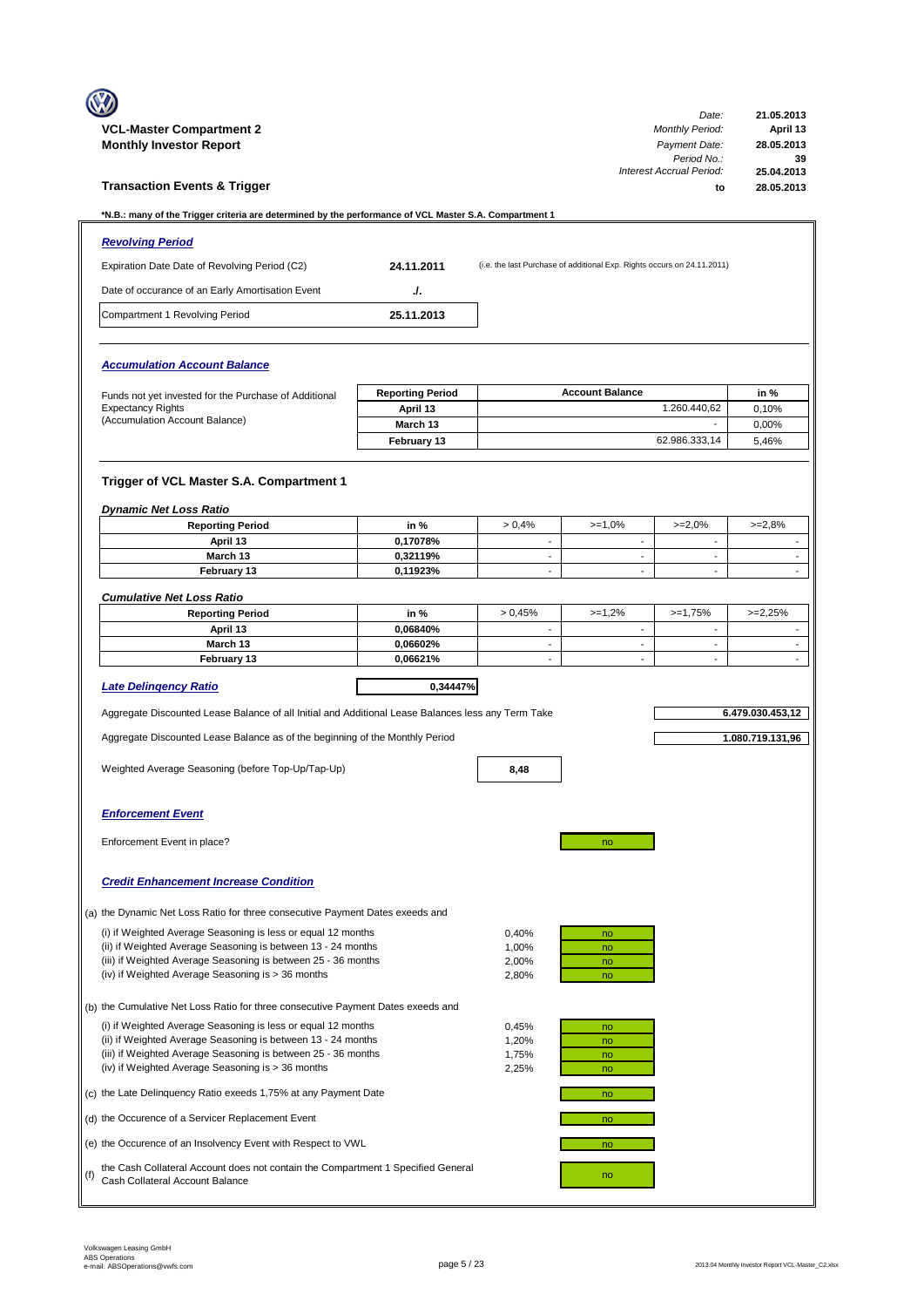**VCL-Master Compartment 2**
**Monthly Investor Report**

| | |
|---|---|
| *Date:* | **21.05.2013** |
| *Monthly Period:* | **April 13** |
| *Payment Date:* | **28.05.2013** |
| *Period No.:* | **39** |
| *Interest Accrual Period:* | **25.04.2013** |
| **to** | **28.05.2013** |

## Transaction Events & Trigger

***N.B.: many of the Trigger criteria are determined by the performance of VCL Master S.A. Compartment 1**

### *Revolving Period*

| | | |
|---|---|---|
| Expiration Date Date of Revolving Period (C2) | **24.11.2011** | (i.e. the last Purchase of additional Exp. Rights occurs on 24.11.2011) |
| Date of occurance of an Early Amortisation Event | **./.** | |
| Compartment 1 Revolving Period | **25.11.2013** | |

### *Accumulation Account Balance*

Funds not yet invested for the Purchase of Additional Expectancy Rights (Accumulation Account Balance)

| Reporting Period | Account Balance | in % |
|---|---|---|
| April 13 | 1.260.440,62 | 0,10% |
| March 13 | - | 0,00% |
| February 13 | 62.986.333,14 | 5,46% |

### Trigger of VCL Master S.A. Compartment 1

*Dynamic Net Loss Ratio*

| Reporting Period | in % | > 0,4% | >=1,0% | >=2,0% | >=2,8% |
|---|---|---|---|---|---|
| April 13 | 0,17078% | - | - | - | - |
| March 13 | 0,32119% | - | - | - | - |
| February 13 | 0,11923% | - | - | - | - |

*Cumulative Net Loss Ratio*

| Reporting Period | in % | > 0,45% | >=1,2% | >=1,75% | >=2,25% |
|---|---|---|---|---|---|
| April 13 | 0,06840% | - | - | - | - |
| March 13 | 0,06602% | - | - | - | - |
| February 13 | 0,06621% | - | - | - | - |

***Late Delinqency Ratio*** **0,34447%**

Aggregate Discounted Lease Balance of all Initial and Additional Lease Balances less any Term Take: **6.479.030.453,12**

Aggregate Discounted Lease Balance as of the beginning of the Monthly Period: **1.080.719.131,96**

Weighted Average Seasoning (before Top-Up/Tap-Up): **8,48**

### *Enforcement Event*

Enforcement Event in place? no

### *Credit Enhancement Increase Condition*

(a) the Dynamic Net Loss Ratio for three consecutive Payment Dates exeeds and

| | | |
|---|---|---|
| (i) if Weighted Average Seasoning is less or equal 12 months | 0,40% | no |
| (ii) if Weighted Average Seasoning is between 13 - 24 months | 1,00% | no |
| (iii) if Weighted Average Seasoning is between 25 - 36 months | 2,00% | no |
| (iv) if Weighted Average Seasoning is > 36 months | 2,80% | no |

(b) the Cumulative Net Loss Ratio for three consecutive Payment Dates exeeds and

| | | |
|---|---|---|
| (i) if Weighted Average Seasoning is less or equal 12 months | 0,45% | no |
| (ii) if Weighted Average Seasoning is between 13 - 24 months | 1,20% | no |
| (iii) if Weighted Average Seasoning is between 25 - 36 months | 1,75% | no |
| (iv) if Weighted Average Seasoning is > 36 months | 2,25% | no |

(c) the Late Delinquency Ratio exeeds 1,75% at any Payment Date: no

(d) the Occurence of a Servicer Replacement Event: no

(e) the Occurence of an Insolvency Event with Respect to VWL: no

(f) the Cash Collateral Account does not contain the Compartment 1 Specified General Cash Collateral Account Balance: no

Volkswagen Leasing GmbH
ABS Operations
e-mail: ABSOperations@vwfs.com

2013.04 Monthly Investor Report VCL-Master_C2.xlsx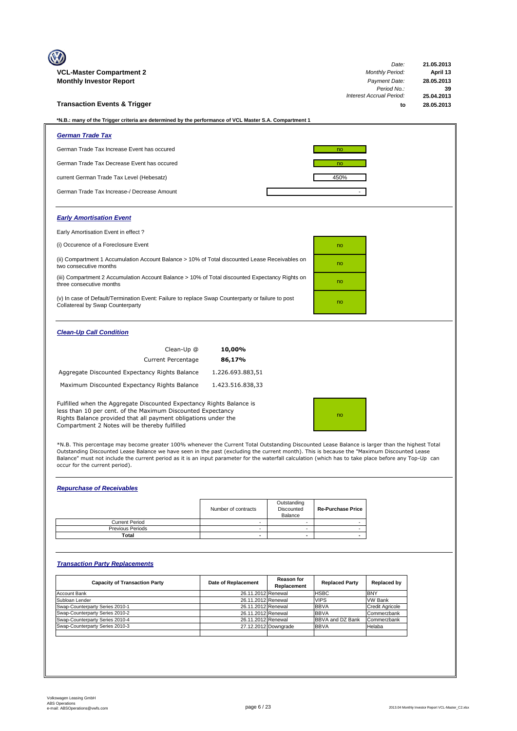# VCL-Master Compartment 2
## Monthly Investor Report

| | |
|---|---|
| *Date:* | **21.05.2013** |
| *Monthly Period:* | **April 13** |
| *Payment Date:* | **28.05.2013** |
| *Period No.:* | **39** |
| *Interest Accrual Period:* | **25.04.2013** |
| **to** | **28.05.2013** |

## Transaction Events & Trigger

***N.B.: many of the Trigger criteria are determined by the performance of VCL Master S.A. Compartment 1**

### *German Trade Tax*

| | |
|---|---|
| German Trade Tax Increase Event has occured | no |
| German Trade Tax Decrease Event has occured | no |
| current German Trade Tax Level (Hebesatz) | 450% |
| German Trade Tax Increase-/ Decrease Amount | - |

### *Early Amortisation Event*

Early Amortisation Event in effect ?

| | |
|---|---|
| (i) Occurence of a Foreclosure Event | no |
| (ii) Compartment 1 Accumulation Account Balance > 10% of Total discounted Lease Receivables on two consecutive months | no |
| (iii) Compartment 2 Accumulation Account Balance > 10% of Total discounted Expectancy Rights on three consecutive months | no |
| (v) In case of Default/Termination Event: Failure to replace Swap Counterparty or failure to post Collatereal by Swap Counterparty | no |

### *Clean-Up Call Condition*

| | |
|---|---|
| Clean-Up @ | **10,00%** |
| Current Percentage | **86,17%** |
| Aggregate Discounted Expectancy Rights Balance | 1.226.693.883,51 |
| Maximum Discounted Expectancy Rights Balance | 1.423.516.838,33 |

| | |
|---|---|
| Fulfilled when the Aggregate Discounted Expectancy Rights Balance is less than 10 per cent. of the Maximum Discounted Expectancy Rights Balance provided that all payment obligations under the Compartment 2 Notes will be thereby fulfilled | no |

*N.B. This percentage may become greater 100% whenever the Current Total Outstanding Discounted Lease Balance is larger than the highest Total Outstanding Discounted Lease Balance we have seen in the past (excluding the current month). This is because the "Maximum Discounted Lease Balance" must not include the current period as it is an input parameter for the waterfall calculation (which has to take place before any Top-Up can occur for the current period).

### *Repurchase of Receivables*

| | Number of contracts | Outstanding Discounted Balance | Re-Purchase Price |
|---|---|---|---|
| Current Period | - | - | - |
| Previous Periods | - | - | - |
| **Total** | **-** | **-** | **-** |

### *Transaction Party Replacements*

| Capacity of Transaction Party | Date of Replacement | Reason for Replacement | Replaced Party | Replaced by |
|---|---|---|---|---|
| Account Bank | 26.11.2012 | Renewal | HSBC | BNY |
| Subloan Lender | 26.11.2012 | Renewal | VIPS | VW Bank |
| Swap-Counterparty Series 2010-1 | 26.11.2012 | Renewal | BBVA | Credit Agricole |
| Swap-Counterparty Series 2010-2 | 26.11.2012 | Renewal | BBVA | Commerzbank |
| Swap-Counterparty Series 2010-4 | 26.11.2012 | Renewal | BBVA and DZ Bank | Commerzbank |
| Swap-Counterparty Series 2010-3 | 27.12.2012 | Downgrade | BBVA | Helaba |

Volkswagen Leasing GmbH
ABS Operations
e-mail: ABSOperations@vwfs.com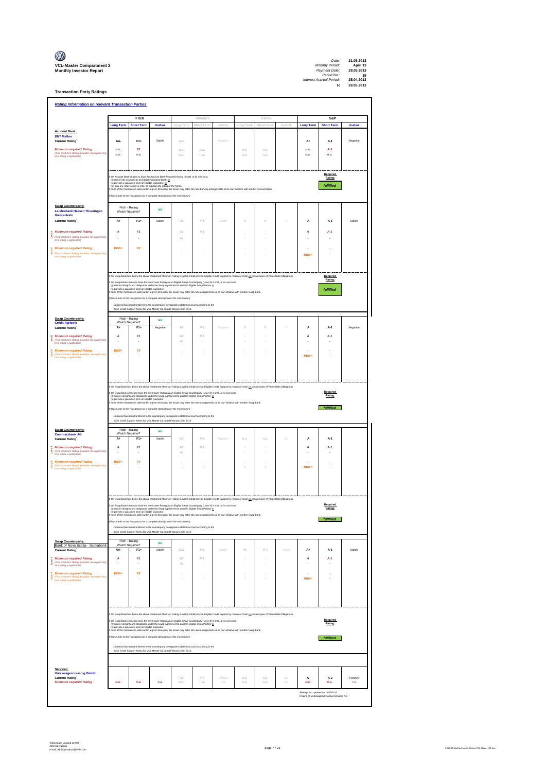**VCL-Master Compartment 2**
**Monthly Investor Report**

| | |
|---|---|
| *Date:* | **21.05.2013** |
| *Monthly Period:* | **April 13** |
| *Payment Date:* | **28.05.2013** |
| *Period No.:* | **39** |
| *Interest Accrual Period:* | **25.04.2013** |
| **to** | **28.05.2013** |

## Transaction Party Ratings

### *Rating Information on relevant Transaction Parties*

| | Fitch | | | Moody's | | | DBRS | | | S&P | | |
|---|---|---|---|---|---|---|---|---|---|---|---|---|
| | **Long Term** | **Short Term** | ***Outlook*** | Long Term | Short Term | Outlook | Long Term | Short Term | Outlook | **Long Term** | **Short Term** | ***Outlook*** |
| **Account Bank:** **BNY Mellon** | | | | | | | | | | | | |
| **Current Rating*** | **AA-** | **F1+** | *Stable* | Aa3 | | *Negative* | | | | **A+** | **A-1** | *Negative* |
| ***Minimum required Rating*** *(if no short term Rating available, the higher long term rating is applicable)* | *n.a.* | *F1* | | n.a. | n.a. | | n.a. | n.a. | | *n.a.* | *A-1* | |
| | *n.a.* | *n.a.* | | n.a. | n.a. | | n.a. | n.a. | | *n.a.* | *n.a.* | |

If the Account Bank ceases to have the Account Bank Required Rating it shall, at its own cost,
(i) transfer the accounts to an Eligible Collateral Bank, or
(ii) provide a guarantee from an Eligible Guarantor, or
(iii) take any other action in order to maintain the rating of the Notes.
If none of the measures is taken within a given timespan, the Issuer may enter into new banking arrangements at its own initiative with another Account Bank.

(Please refer to the Prospectus for a complete description of the mechanism)

Required Rating: **fulfilled**

| | Fitch | | | Moody's | | | DBRS | | | S&P | | |
|---|---|---|---|---|---|---|---|---|---|---|---|---|
| **Swap Counterparty:** **Landesbank Hessen Thueringen Girozentrale** | Fitch - Rating Watch Negative? | | **NO** | | | | | | | | | |
| **Current Rating*** | **A+** | **F1+** | *Stable* | A2 | P-1 | *Stable* | 0 | 0 | 0 | **A** | **A-1** | *Stable* |
| Level I ***Minimum required Rating*** *(if no short term Rating available, the higher long term rating is applicable)* | *A* | *F1* | | A2 | P-1 | | - | - | | *A* | *A-1* | |
| | - | - | | A1 | - | | - | - | | - | - | |
| Level II ***Minimum required Rating*** *(if no short term Rating available, the higher long term rating is applicable)* | *BBB+* | *F2* | | - | - | | - | - | | - | - | |
| | - | - | | - | - | | - | - | | *BBB+* | - | |

If the Swap Bank falls below the above mentioned Minimum Rating (Level I) it shall provide Eligible Credit Support by means of Cash or certain types of Prime Debt Obligations
If the Swap Bank ceases to have the even lower Rating as an Eligible Swap Counterparty (Level II) it shall, at its own cost,
(i) transfer all rights and obligations under the Swap Agreement to another Eligible Swap Partner or
(ii) provide a guarantee from an Eligible Guarantor.
If none of the measures is taken within a given timespan, the Issuer may enter into new arrangements at its own initiative with another Swap Bank.

(Please refer to the Prospectus for a complete description of the mechanism)

Collateral has been transferred to the counterparty downgrade collateral account according to the ISDA Credit Support Annex for VCL Master C2 dated February 23rd 2010.

Required Rating: **fulfilled**

| | Fitch | | | Moody's | | | DBRS | | | S&P | | |
|---|---|---|---|---|---|---|---|---|---|---|---|---|
| **Swap Counterparty:** **Crédit Agricole** | Fitch - Rating Watch Negative? | | **NO** | | | | | | | | | |
| **Current Rating*** | **A+** | **F1+** | *Negative* | A2 | P-1 | *Negative* | 0 | 0 | 0 | **A** | **A-1** | *Negative* |
| Level I ***Minimum required Rating*** *(if no short term Rating available, the higher long term rating is applicable)* | *A* | *F1* | | A2 | P-1 | | - | - | | *A* | *A-1* | |
| | - | - | | A1 | - | | - | - | | - | - | |
| Level II ***Minimum required Rating*** *(if no short term Rating available, the higher long term rating is applicable)* | *BBB+* | *F2* | | - | - | | - | - | | - | - | |
| | - | - | | - | - | | - | - | | *BBB+* | - | |

If the Swap Bank falls below the above mentioned Minimum Rating (Level I) it shall provide Eligible Credit Support by means of Cash or certain types of Prime Debt Obligations
If the Swap Bank ceases to have the even lower Rating as an Eligible Swap Counterparty (Level II) it shall, at its own cost,
(i) transfer all rights and obligations under the Swap Agreement to another Eligible Swap Partner or
(ii) provide a guarantee from an Eligible Guarantor.
If none of the measures is taken within a given timespan, the Issuer may enter into new arrangements at its own initiative with another Swap Bank.

(Please refer to the Prospectus for a complete description of the mechanism)

Collateral has been transferred to the counterparty downgrade collateral account according to the ISDA Credit Support Annex for VCL Master C2 dated February 23rd 2010.

Required Rating: **fulfilled**

| | Fitch | | | Moody's | | | DBRS | | | S&P | | |
|---|---|---|---|---|---|---|---|---|---|---|---|---|
| **Swap Counterparty:** **Commerzbank AG** | Fitch - Rating Watch Negative? | | **NO** | | | | | | | | | |
| **Current Rating*** | **A+** | **F1+** | *Stable* | A3 | P-2 | *Negative* | n.a. | n.a. | n.a. | **A** | **A-1** | |
| Level I ***Minimum required Rating*** *(if no short term Rating available, the higher long term rating is applicable)* | *A* | *F1* | | A2 | P-1 | | - | - | | *A* | *A-1* | |
| | - | - | | A1 | - | | - | - | | - | - | |
| Level II ***Minimum required Rating*** *(if no short term Rating available, the higher long term rating is applicable)* | *BBB+* | *F2* | | - | - | | - | - | | - | - | |
| | - | - | | - | - | | - | - | | *BBB+* | - | |

If the Swap Bank falls below the above mentioned Minimum Rating (Level I) it shall provide Eligible Credit Support by means of Cash or certain types of Prime Debt Obligations
If the Swap Bank ceases to have the even lower Rating as an Eligible Swap Counterparty (Level II) it shall, at its own cost,
(i) transfer all rights and obligations under the Swap Agreement to another Eligible Swap Partner or
(ii) provide a guarantee from an Eligible Guarantor.
If none of the measures is taken within a given timespan, the Issuer may enter into new arrangements at its own initiative with another Swap Bank.

(Please refer to the Prospectus for a complete description of the mechanism)

Collateral has been transferred to the counterparty downgrade collateral account according to the ISDA Credit Support Annex for VCL Master C2 dated February 23rd 2010.

Required Rating: **fulfilled**

| | Fitch | | | Moody's | | | DBRS | | | S&P | | |
|---|---|---|---|---|---|---|---|---|---|---|---|---|
| **Swap Counterparty:** Bank of Nova Scotia - Scotiabank | Fitch - Rating Watch Negative? | | **NO** | | | | | | | | | |
| **Current Rating*** | **AA-** | **F1+** | *Stable* | Aa2 | P-1 | *Stable* | AA | R-1 | *stable* | **A+** | **A-1** | *Stable* |
| Level I ***Minimum required Rating*** *(if no short term Rating available, the higher long term rating is applicable)* | *A* | *F1* | | A2 | P-1 | | - | - | | *A* | *A-1* | |
| | - | - | | A1 | - | | - | - | | - | - | |
| Level II ***Minimum required Rating*** *(if no short term Rating available, the higher long term rating is applicable)* | *BBB+* | *F2* | | - | - | | - | - | | - | - | |
| | - | - | | - | - | | - | - | | *BBB+* | - | |

If the Swap Bank falls below the above mentioned Minimum Rating (Level I) it shall provide Eligible Credit Support by means of Cash or certain types of Prime Debt Obligations
If the Swap Bank ceases to have the even lower Rating as an Eligible Swap Counterparty (Level II) it shall, at its own cost,
(i) transfer all rights and obligations under the Swap Agreement to another Eligible Swap Partner or
(ii) provide a guarantee from an Eligible Guarantor.
If none of the measures is taken within a given timespan, the Issuer may enter into new arrangements at its own initiative with another Swap Bank.

(Please refer to the Prospectus for a complete description of the mechanism)

Collateral has been transferred to the counterparty downgrade collateral account according to the ISDA Credit Support Annex for VCL Master C2 dated February 23rd 2010.

Required Rating: **fulfilled**

| | Fitch | | | Moody's | | | DBRS | | | S&P | | |
|---|---|---|---|---|---|---|---|---|---|---|---|---|
| **Servicer:** **Volkswagen Leasing GmbH** | | | | | | | | | | | | |
| **Current Rating*** | | | | A3 | P-2 | *Positive* | n.a. | n.a. | n.a. | **A-** | **A-2** | *Positive* |
| ***Minimum required Rating*** | *n.a.* | *n.a.* | *n.a.* | n.a. | n.a. | n.a. | n.a. | n.a. | n.a. | *n.a.* | *n.a.* | n.a. |

*Ratings last updated on 14/03/2013
+Rating of Volkswagen Financial Services AG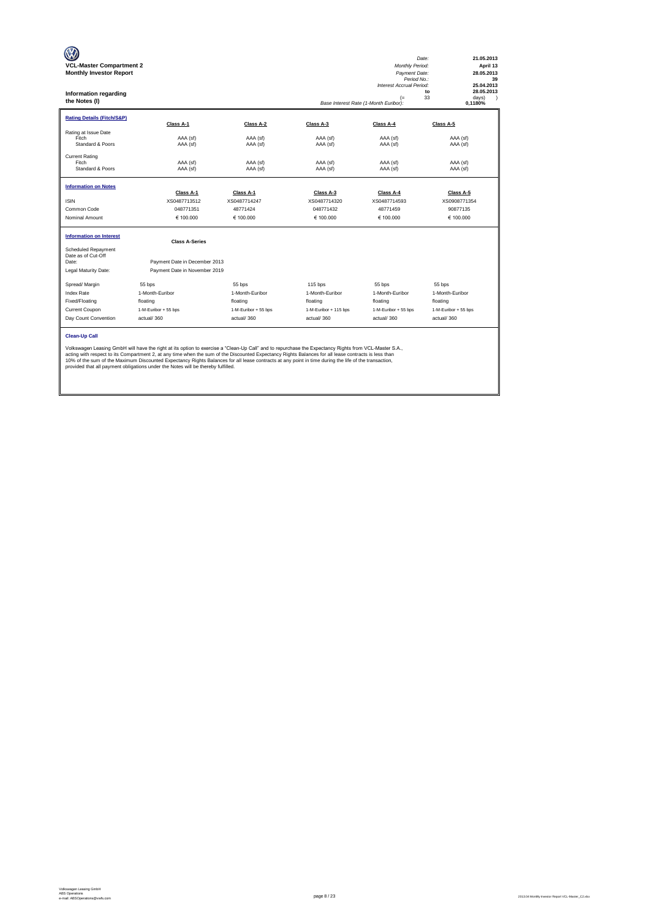**VCL-Master Compartment 2**
**Monthly Investor Report**

| | |
|---|---|
| *Date:* | **21.05.2013** |
| *Monthly Period:* | **April 13** |
| *Payment Date:* | **28.05.2013** |
| *Period No.:* | **39** |
| *Interest Accrual Period:* | **25.04.2013** |
| **to** | **28.05.2013** |
| (= 33 | days) ) |
| *Base Interest Rate (1-Month Euribor):* | **0,1180%** |

## Information regarding the Notes (I)

**Rating Details (Fitch/S&P)**

| | Class A-1 | Class A-2 | Class A-3 | Class A-4 | Class A-5 |
|---|---|---|---|---|---|
| Rating at Issue Date | | | | | |
| Fitch | AAA (sf) | AAA (sf) | AAA (sf) | AAA (sf) | AAA (sf) |
| Standard & Poors | AAA (sf) | AAA (sf) | AAA (sf) | AAA (sf) | AAA (sf) |
| Current Rating | | | | | |
| Fitch | AAA (sf) | AAA (sf) | AAA (sf) | AAA (sf) | AAA (sf) |
| Standard & Poors | AAA (sf) | AAA (sf) | AAA (sf) | AAA (sf) | AAA (sf) |

**Information on Notes**

| | Class A-1 | Class A-1 | Class A-3 | Class A-4 | Class A-5 |
|---|---|---|---|---|---|
| ISIN | XS0487713512 | XS0487714247 | XS0487714320 | XS0487714593 | XS0908771354 |
| Common Code | 048771351 | 48771424 | 048771432 | 48771459 | 90877135 |
| Nominal Amount | € 100.000 | € 100.000 | € 100.000 | € 100.000 | € 100.000 |

**Information on Interest**

| | Class A-Series | | | | |
|---|---|---|---|---|---|
| Scheduled Repayment Date as of Cut-Off Date: | Payment Date in December 2013 | | | | |
| Legal Maturity Date: | Payment Date in November 2019 | | | | |
| Spread/ Margin | 55 bps | 55 bps | 115 bps | 55 bps | 55 bps |
| Index Rate | 1-Month-Euribor | 1-Month-Euribor | 1-Month-Euribor | 1-Month-Euribor | 1-Month-Euribor |
| Fixed/Floating | floating | floating | floating | floating | floating |
| Current Coupon | 1-M-Euribor + 55 bps | 1-M-Euribor + 55 bps | 1-M-Euribor + 115 bps | 1-M-Euribor + 55 bps | 1-M-Euribor + 55 bps |
| Day Count Convention | actual/ 360 | actual/ 360 | actual/ 360 | actual/ 360 | actual/ 360 |

**Clean-Up Call**

Volkswagen Leasing GmbH will have the right at its option to exercise a "Clean-Up Call" and to repurchase the Expectancy Rights from VCL-Master S.A., acting with respect to its Compartment 2, at any time when the sum of the Discounted Expectancy Rights Balances for all lease contracts is less than 10% of the sum of the Maximum Discounted Expectancy Rights Balances for all lease contracts at any point in time during the life of the transaction, provided that all payment obligations under the Notes will be thereby fulfilled.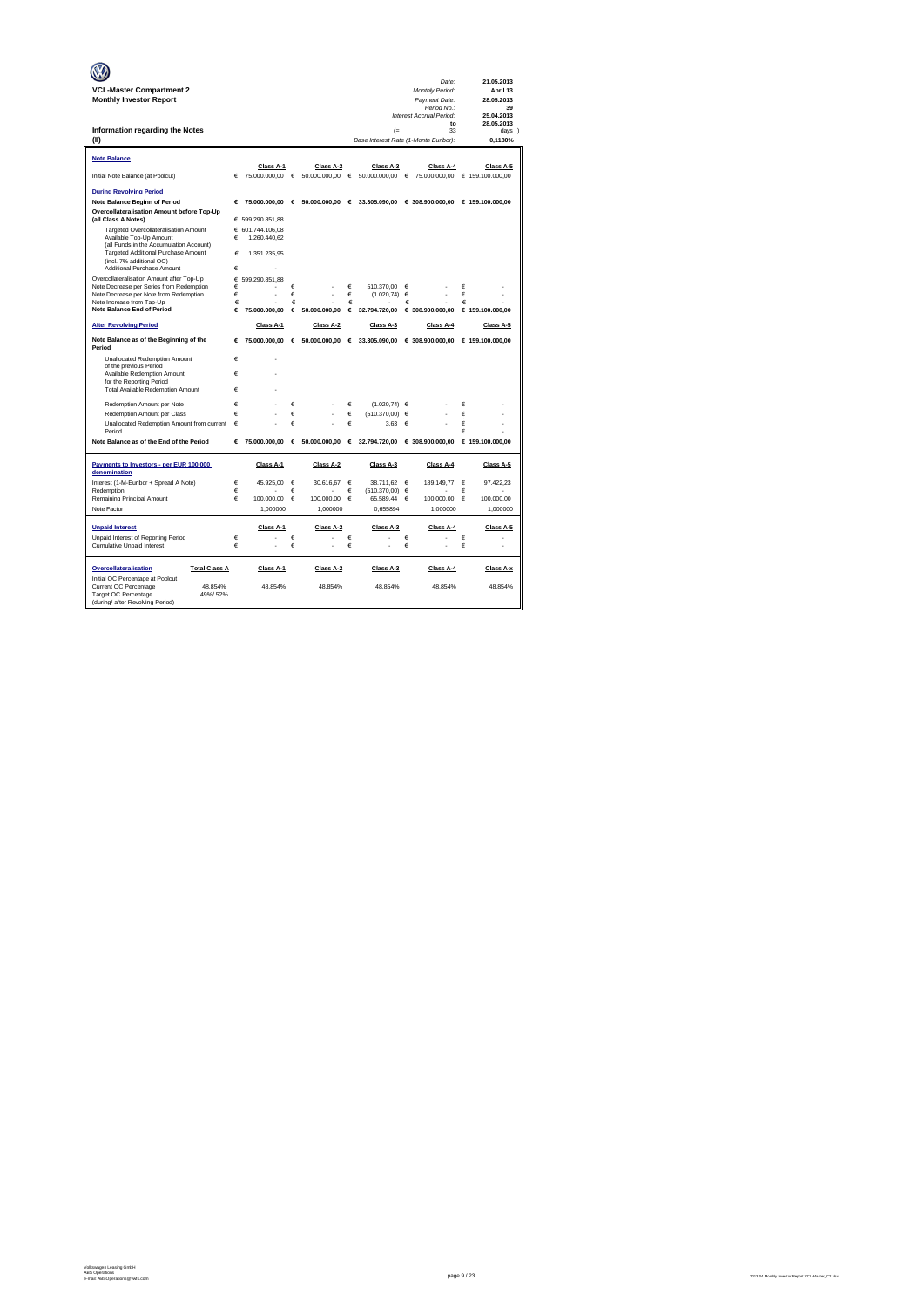**VCL-Master Compartment 2**
**Monthly Investor Report**

| | |
|---|---|
| *Date:* | 21.05.2013 |
| *Monthly Period:* | April 13 |
| *Payment Date:* | 28.05.2013 |
| *Period No.:* | 39 |
| *Interest Accrual Period:* | 25.04.2013 |
| to | 28.05.2013 |
| (= | 33 days ) |
| *Base Interest Rate (1-Month Euribor):* | 0,1180% |

**Information regarding the Notes**
**(II)**

| **Note Balance** | | Class A-1 | Class A-2 | Class A-3 | Class A-4 | Class A-5 |
|---|---|---|---|---|---|---|
| Initial Note Balance (at Poolcut) | | € 75.000.000,00 | € 50.000.000,00 | € 50.000.000,00 | € 75.000.000,00 | € 159.100.000,00 |
| **During Revolving Period** | | | | | | |
| **Note Balance Beginn of Period** | | **€ 75.000.000,00** | **€ 50.000.000,00** | **€ 33.305.090,00** | **€ 308.900.000,00** | **€ 159.100.000,00** |
| **Overcollateralisation Amount before Top-Up (all Class A Notes)** | | € 599.290.851,88 | | | | |
| Targeted Overcollateralisation Amount | | € 601.744.106,08 | | | | |
| Available Top-Up Amount (all Funds in the Accumulation Account) | | € 1.260.440,62 | | | | |
| Targeted Additional Purchase Amount (incl. 7% additional OC) | | € 1.351.235,95 | | | | |
| Additional Purchase Amount | | € - | | | | |
| Overcollateralisation Amount after Top-Up | | € 599.290.851,88 | | | | |
| Note Decrease per Series from Redemption | | € - | € - | € 510.370,00 | € - | € - |
| Note Decrease per Note from Redemption | | € - | € - | € (1.020,74) | € - | € - |
| Note Increase from Tap-Up | | € - | € - | € - | € - | € - |
| **Note Balance End of Period** | | **€ 75.000.000,00** | **€ 50.000.000,00** | **€ 32.794.720,00** | **€ 308.900.000,00** | **€ 159.100.000,00** |
| **After Revolving Period** | | Class A-1 | Class A-2 | Class A-3 | Class A-4 | Class A-5 |
| **Note Balance as of the Beginning of the Period** | | **€ 75.000.000,00** | **€ 50.000.000,00** | **€ 33.305.090,00** | **€ 308.900.000,00** | **€ 159.100.000,00** |
| Unallocated Redemption Amount of the previous Period | | € - | | | | |
| Available Redemption Amount for the Reporting Period | | € - | | | | |
| Total Available Redemption Amount | | € - | | | | |
| Redemption Amount per Note | | € - | € - | € (1.020,74) | € - | € - |
| Redemption Amount per Class | | € - | € - | € (510.370,00) | € - | € - |
| Unallocated Redemption Amount from current Period | | € - | € - | € 3,63 | € - | € - |
| **Note Balance as of the End of the Period** | | **€ 75.000.000,00** | **€ 50.000.000,00** | **€ 32.794.720,00** | **€ 308.900.000,00** | **€ 159.100.000,00** |

| **Payments to Investors - per EUR 100.000 denomination** | Class A-1 | Class A-2 | Class A-3 | Class A-4 | Class A-5 |
|---|---|---|---|---|---|
| Interest (1-M-Euribor + Spread A Note) | € 45.925,00 | € 30.616,67 | € 38.711,62 | € 189.149,77 | € 97.422,23 |
| Redemption | € - | € - | € (510.370,00) | € - | € - |
| Remaining Principal Amount | € 100.000,00 | € 100.000,00 | € 65.589,44 | € 100.000,00 | € 100.000,00 |
| Note Factor | 1,000000 | 1,000000 | 0,655894 | 1,000000 | 1,000000 |

| **Unpaid Interest** | Class A-1 | Class A-2 | Class A-3 | Class A-4 | Class A-5 |
|---|---|---|---|---|---|
| Unpaid Interest of Reporting Period | € - | € - | € - | € - | € - |
| Cumulative Unpaid Interest | € - | € - | € - | € - | € - |

| **Overcollateralisation** | Total Class A | Class A-1 | Class A-2 | Class A-3 | Class A-4 | Class A-x |
|---|---|---|---|---|---|---|
| Initial OC Percentage at Poolcut | | | | | | |
| Current OC Percentage | 48,854% | 48,854% | 48,854% | 48,854% | 48,854% | 48,854% |
| Target OC Percentage (during/ after Revolving Period) | 49%/ 52% | | | | | |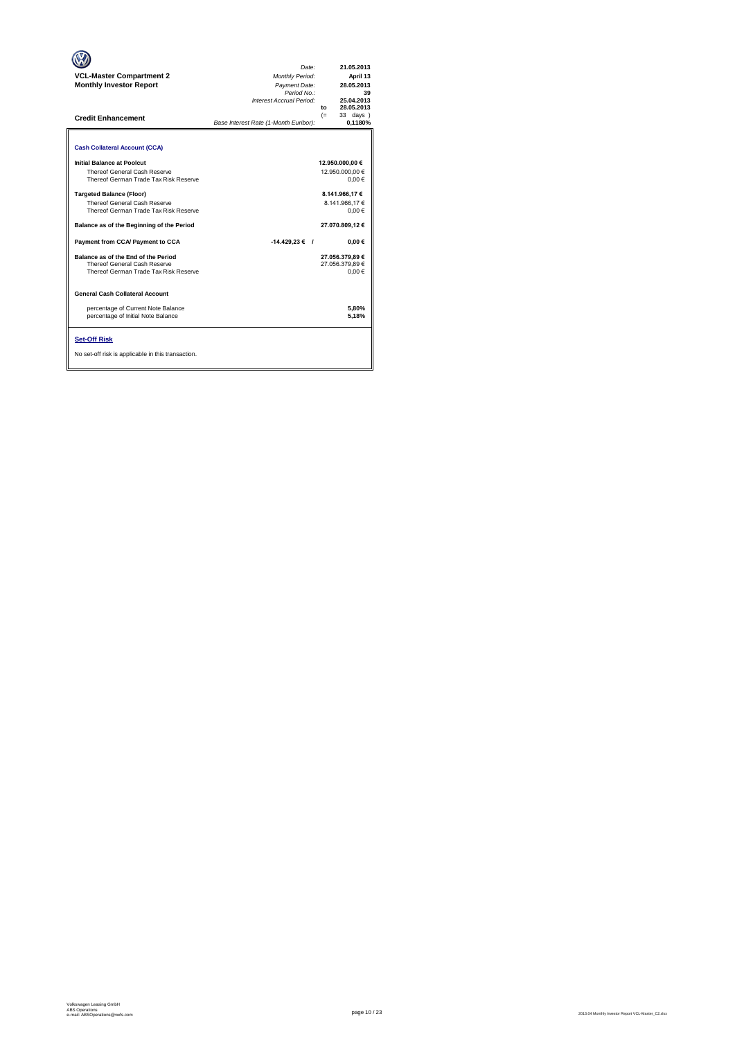**VCL-Master Compartment 2**
**Monthly Investor Report**

| | |
|---|---|
| *Date:* | **21.05.2013** |
| *Monthly Period:* | **April 13** |
| *Payment Date:* | **28.05.2013** |
| *Period No.:* | **39** |
| *Interest Accrual Period:* | **25.04.2013** |
| **to** | **28.05.2013** |
| (= | 33 days ) |
| *Base Interest Rate (1-Month Euribor):* | **0,1180%** |

## Credit Enhancement

### Cash Collateral Account (CCA)

| | | |
|---|---|---|
| **Initial Balance at Poolcut** | | **12.950.000,00 €** |
| Thereof General Cash Reserve | | 12.950.000,00 € |
| Thereof German Trade Tax Risk Reserve | | 0,00 € |
| **Targeted Balance (Floor)** | | **8.141.966,17 €** |
| Thereof General Cash Reserve | | 8.141.966,17 € |
| Thereof German Trade Tax Risk Reserve | | 0,00 € |
| **Balance as of the Beginning of the Period** | | **27.070.809,12 €** |
| **Payment from CCA/ Payment to CCA** | **-14.429,23 € /** | **0,00 €** |
| **Balance as of the End of the Period** | | **27.056.379,89 €** |
| Thereof General Cash Reserve | | 27.056.379,89 € |
| Thereof German Trade Tax Risk Reserve | | 0,00 € |

### General Cash Collateral Account

| | |
|---|---|
| percentage of Current Note Balance | **5,80%** |
| percentage of Initial Note Balance | **5,18%** |

### Set-Off Risk

No set-off risk is applicable in this transaction.

Volkswagen Leasing GmbH
ABS Operations
e-mail: ABSOperations@vwfs.com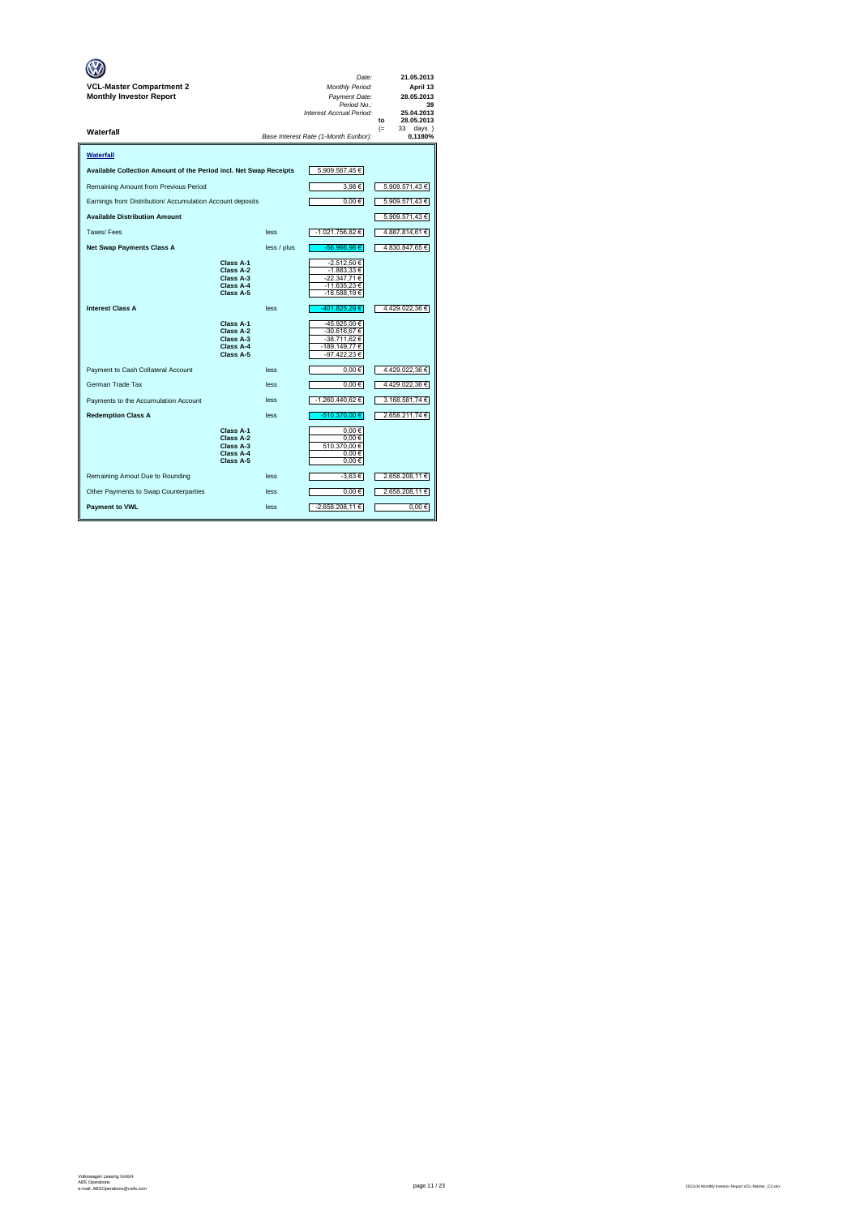**VCL-Master Compartment 2**
**Monthly Investor Report**

| | |
|---|---|
| *Date:* | 21.05.2013 |
| *Monthly Period:* | April 13 |
| *Payment Date:* | 28.05.2013 |
| *Period No.:* | 39 |
| *Interest Accrual Period:* | 25.04.2013 |
| to | 28.05.2013 |
| (= | 33 days ) |
| *Base Interest Rate (1-Month Euribor):* | 0,1180% |

**Waterfall**

## Waterfall

| | | | | |
|---|---|---|---|---|
| **Available Collection Amount of the Period incl. Net Swap Receipts** | | | 5.909.567,45 € | |
| Remaining Amount from Previous Period | | | 3,98 € | 5.909.571,43 € |
| Earnings from Distribution/ Accumulation Account deposits | | | 0,00 € | 5.909.571,43 € |
| **Available Distribution Amount** | | | | 5.909.571,43 € |
| Taxes/ Fees | | less | -1.021.756,82 € | 4.887.814,61 € |
| **Net Swap Payments Class A** | | less / plus | -56.966,96 € | 4.830.847,65 € |
| | Class A-1 | | -2.512,50 € | |
| | Class A-2 | | -1.883,33 € | |
| | Class A-3 | | -22.347,71 € | |
| | Class A-4 | | -11.635,23 € | |
| | Class A-5 | | -18.588,19 € | |
| **Interest Class A** | | less | -401.825,29 € | 4.429.022,36 € |
| | Class A-1 | | -45.925,00 € | |
| | Class A-2 | | -30.616,67 € | |
| | Class A-3 | | -38.711,62 € | |
| | Class A-4 | | -189.149,77 € | |
| | Class A-5 | | -97.422,23 € | |
| Payment to Cash Collateral Account | | less | 0,00 € | 4.429.022,36 € |
| German Trade Tax | | less | 0,00 € | 4.429.022,36 € |
| Payments to the Accumulation Account | | less | -1.260.440,62 € | 3.168.581,74 € |
| **Redemption Class A** | | less | -510.370,00 € | 2.658.211,74 € |
| | Class A-1 | | 0,00 € | |
| | Class A-2 | | 0,00 € | |
| | Class A-3 | | 510.370,00 € | |
| | Class A-4 | | 0,00 € | |
| | Class A-5 | | 0,00 € | |
| Remaining Amout Due to Rounding | | less | -3,63 € | 2.658.208,11 € |
| Other Payments to Swap Counterparties | | less | 0,00 € | 2.658.208,11 € |
| **Payment to VWL** | | less | -2.658.208,11 € | 0,00 € |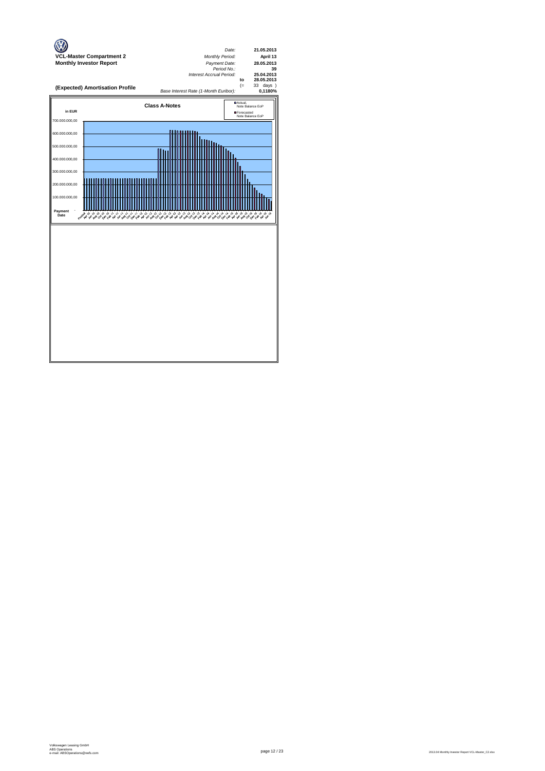**VCL-Master Compartment 2**
**Monthly Investor Report**

| | | |
|---|---|---|
| *Date:* | | **21.05.2013** |
| *Monthly Period:* | | **April 13** |
| *Payment Date:* | | **28.05.2013** |
| *Period No.:* | | **39** |
| *Interest Accrual Period:* | | **25.04.2013** |
| | **to** | **28.05.2013** |
| | (= | 33 days ) |
| *Base Interest Rate (1-Month Euribor):* | | **0,1180%** |

## (Expected) Amortisation Profile

**Class A-Notes**

in EUR

- Actual, Note Balance EoP
- Forecasted Note Balance EoP

700.000.000,00
600.000.000,00
500.000.000,00
400.000.000,00
300.000.000,00
200.000.000,00
100.000.000,00
Payment Date -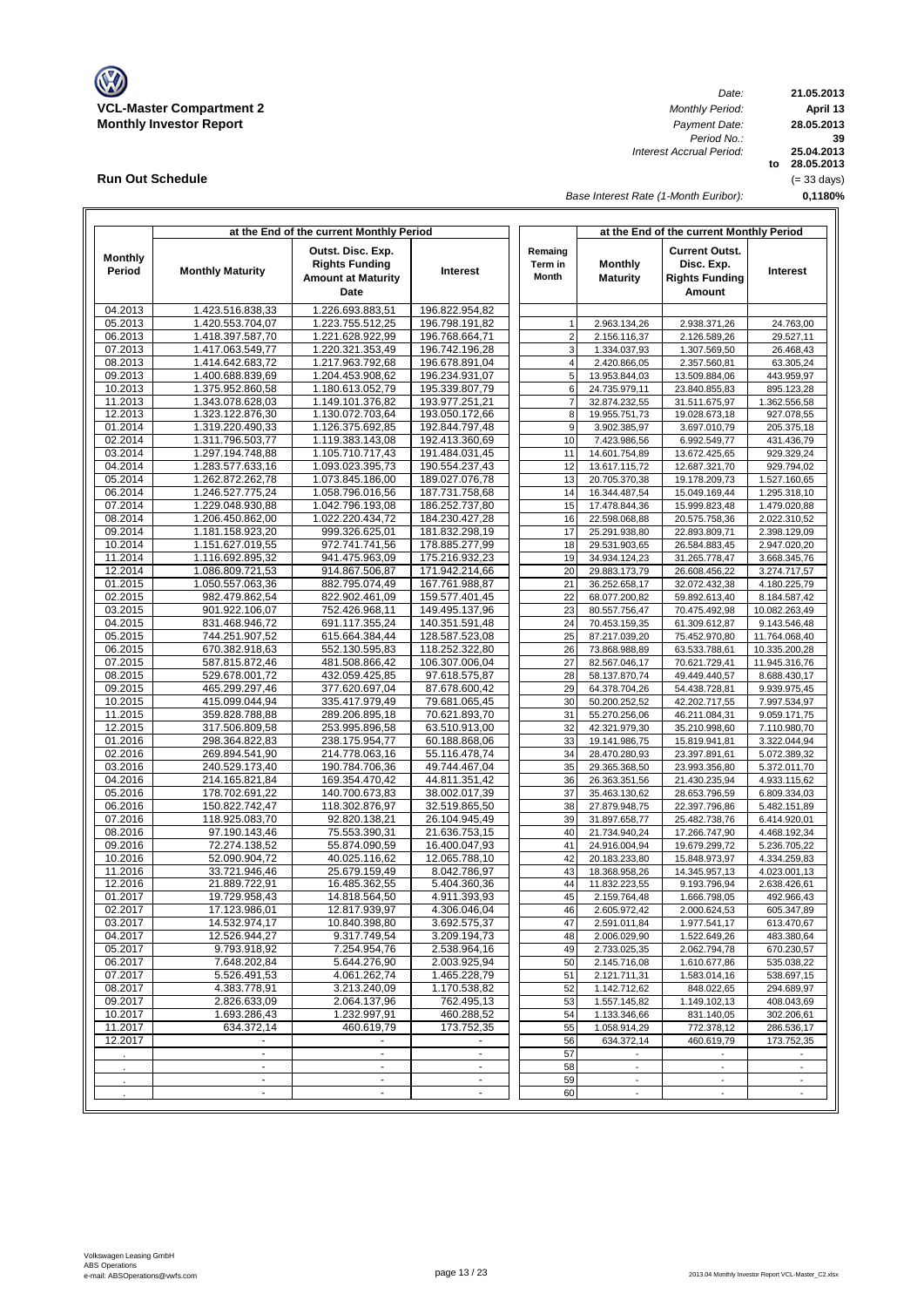**VCL-Master Compartment 2**
**Monthly Investor Report**

| | |
|---|---|
| *Date:* | **21.05.2013** |
| *Monthly Period:* | **April 13** |
| *Payment Date:* | **28.05.2013** |
| *Period No.:* | **39** |
| *Interest Accrual Period:* | **25.04.2013** |
| | **to 28.05.2013** |
| | (= 33 days) |
| *Base Interest Rate (1-Month Euribor):* | **0,1180%** |

## Run Out Schedule

| at the End of the current Monthly Period | | | | | at the End of the current Monthly Period | | |
|---|---|---|---|---|---|---|---|
| **Monthly Period** | **Monthly Maturity** | **Outst. Disc. Exp. Rights Funding Amount at Maturity Date** | **Interest** | **Remaing Term in Month** | **Monthly Maturity** | **Current Outst. Disc. Exp. Rights Funding Amount** | **Interest** |
| 04.2013 | 1.423.516.838,33 | 1.226.693.883,51 | 196.822.954,82 | | | | |
| 05.2013 | 1.420.553.704,07 | 1.223.755.512,25 | 196.798.191,82 | 1 | 2.963.134,26 | 2.938.371,26 | 24.763,00 |
| 06.2013 | 1.418.397.587,70 | 1.221.628.922,99 | 196.768.664,71 | 2 | 2.156.116,37 | 2.126.589,26 | 29.527,11 |
| 07.2013 | 1.417.063.549,77 | 1.220.321.353,49 | 196.742.196,28 | 3 | 1.334.037,93 | 1.307.569,50 | 26.468,43 |
| 08.2013 | 1.414.642.683,72 | 1.217.963.792,68 | 196.678.891,04 | 4 | 2.420.866,05 | 2.357.560,81 | 63.305,24 |
| 09.2013 | 1.400.688.839,69 | 1.204.453.908,62 | 196.234.931,07 | 5 | 13.953.844,03 | 13.509.884,06 | 443.959,97 |
| 10.2013 | 1.375.952.860,58 | 1.180.613.052,79 | 195.339.807,79 | 6 | 24.735.979,11 | 23.840.855,83 | 895.123,28 |
| 11.2013 | 1.343.078.628,03 | 1.149.101.376,82 | 193.977.251,21 | 7 | 32.874.232,55 | 31.511.675,97 | 1.362.556,58 |
| 12.2013 | 1.323.122.876,30 | 1.130.072.703,64 | 193.050.172,66 | 8 | 19.955.751,73 | 19.028.673,18 | 927.078,55 |
| 01.2014 | 1.319.220.490,33 | 1.126.375.692,85 | 192.844.797,48 | 9 | 3.902.385,97 | 3.697.010,79 | 205.375,18 |
| 02.2014 | 1.311.796.503,77 | 1.119.383.143,08 | 192.413.360,69 | 10 | 7.423.986,56 | 6.992.549,77 | 431.436,79 |
| 03.2014 | 1.297.194.748,88 | 1.105.710.717,43 | 191.484.031,45 | 11 | 14.601.754,89 | 13.672.425,65 | 929.329,24 |
| 04.2014 | 1.283.577.633,16 | 1.093.023.395,73 | 190.554.237,43 | 12 | 13.617.115,72 | 12.687.321,70 | 929.794,02 |
| 05.2014 | 1.262.872.262,78 | 1.073.845.186,00 | 189.027.076,78 | 13 | 20.705.370,38 | 19.178.209,73 | 1.527.160,65 |
| 06.2014 | 1.246.527.775,24 | 1.058.796.016,56 | 187.731.758,68 | 14 | 16.344.487,54 | 15.049.169,44 | 1.295.318,10 |
| 07.2014 | 1.229.048.930,88 | 1.042.796.193,08 | 186.252.737,80 | 15 | 17.478.844,36 | 15.999.823,48 | 1.479.020,88 |
| 08.2014 | 1.206.450.862,00 | 1.022.220.434,72 | 184.230.427,28 | 16 | 22.598.068,88 | 20.575.758,36 | 2.022.310,52 |
| 09.2014 | 1.181.158.923,20 | 999.326.625,01 | 181.832.298,19 | 17 | 25.291.938,80 | 22.893.809,71 | 2.398.129,09 |
| 10.2014 | 1.151.627.019,55 | 972.741.741,56 | 178.885.277,99 | 18 | 29.531.903,65 | 26.584.883,45 | 2.947.020,20 |
| 11.2014 | 1.116.692.895,32 | 941.475.963,09 | 175.216.932,23 | 19 | 34.934.124,23 | 31.265.778,47 | 3.668.345,76 |
| 12.2014 | 1.086.809.721,53 | 914.867.506,87 | 171.942.214,66 | 20 | 29.883.173,79 | 26.608.456,22 | 3.274.717,57 |
| 01.2015 | 1.050.557.063,36 | 882.795.074,49 | 167.761.988,87 | 21 | 36.252.658,17 | 32.072.432,38 | 4.180.225,79 |
| 02.2015 | 982.479.862,54 | 822.902.461,09 | 159.577.401,45 | 22 | 68.077.200,82 | 59.892.613,40 | 8.184.587,42 |
| 03.2015 | 901.922.106,07 | 752.426.968,11 | 149.495.137,96 | 23 | 80.557.756,47 | 70.475.492,98 | 10.082.263,49 |
| 04.2015 | 831.468.946,72 | 691.117.355,24 | 140.351.591,48 | 24 | 70.453.159,35 | 61.309.612,87 | 9.143.546,48 |
| 05.2015 | 744.251.907,52 | 615.664.384,44 | 128.587.523,08 | 25 | 87.217.039,20 | 75.452.970,80 | 11.764.068,40 |
| 06.2015 | 670.382.918,63 | 552.130.595,83 | 118.252.322,80 | 26 | 73.868.988,89 | 63.533.788,61 | 10.335.200,28 |
| 07.2015 | 587.815.872,46 | 481.508.866,42 | 106.307.006,04 | 27 | 82.567.046,17 | 70.621.729,41 | 11.945.316,76 |
| 08.2015 | 529.678.001,72 | 432.059.425,85 | 97.618.575,87 | 28 | 58.137.870,74 | 49.449.440,57 | 8.688.430,17 |
| 09.2015 | 465.299.297,46 | 377.620.697,04 | 87.678.600,42 | 29 | 64.378.704,26 | 54.438.728,81 | 9.939.975,45 |
| 10.2015 | 415.099.044,94 | 335.417.979,49 | 79.681.065,45 | 30 | 50.200.252,52 | 42.202.717,55 | 7.997.534,97 |
| 11.2015 | 359.828.788,88 | 289.206.895,18 | 70.621.893,70 | 31 | 55.270.256,06 | 46.211.084,31 | 9.059.171,75 |
| 12.2015 | 317.506.809,58 | 253.995.896,58 | 63.510.913,00 | 32 | 42.321.979,30 | 35.210.998,60 | 7.110.980,70 |
| 01.2016 | 298.364.822,83 | 238.175.954,77 | 60.188.868,06 | 33 | 19.141.986,75 | 15.819.941,81 | 3.322.044,94 |
| 02.2016 | 269.894.541,90 | 214.778.063,16 | 55.116.478,74 | 34 | 28.470.280,93 | 23.397.891,61 | 5.072.389,32 |
| 03.2016 | 240.529.173,40 | 190.784.706,36 | 49.744.467,04 | 35 | 29.365.368,50 | 23.993.356,80 | 5.372.011,70 |
| 04.2016 | 214.165.821,84 | 169.354.470,42 | 44.811.351,42 | 36 | 26.363.351,56 | 21.430.235,94 | 4.933.115,62 |
| 05.2016 | 178.702.691,22 | 140.700.673,83 | 38.002.017,39 | 37 | 35.463.130,62 | 28.653.796,59 | 6.809.334,03 |
| 06.2016 | 150.822.742,47 | 118.302.876,97 | 32.519.865,50 | 38 | 27.879.948,75 | 22.397.796,86 | 5.482.151,89 |
| 07.2016 | 118.925.083,70 | 92.820.138,21 | 26.104.945,49 | 39 | 31.897.658,77 | 25.482.738,76 | 6.414.920,01 |
| 08.2016 | 97.190.143,46 | 75.553.390,31 | 21.636.753,15 | 40 | 21.734.940,24 | 17.266.747,90 | 4.468.192,34 |
| 09.2016 | 72.274.138,52 | 55.874.090,59 | 16.400.047,93 | 41 | 24.916.004,94 | 19.679.299,72 | 5.236.705,22 |
| 10.2016 | 52.090.904,72 | 40.025.116,62 | 12.065.788,10 | 42 | 20.183.233,80 | 15.848.973,97 | 4.334.259,83 |
| 11.2016 | 33.721.946,46 | 25.679.159,49 | 8.042.786,97 | 43 | 18.368.958,26 | 14.345.957,13 | 4.023.001,13 |
| 12.2016 | 21.889.722,91 | 16.485.362,55 | 5.404.360,36 | 44 | 11.832.223,55 | 9.193.796,94 | 2.638.426,61 |
| 01.2017 | 19.729.958,43 | 14.818.564,50 | 4.911.393,93 | 45 | 2.159.764,48 | 1.666.798,05 | 492.966,43 |
| 02.2017 | 17.123.986,01 | 12.817.939,97 | 4.306.046,04 | 46 | 2.605.972,42 | 2.000.624,53 | 605.347,89 |
| 03.2017 | 14.532.974,17 | 10.840.398,80 | 3.692.575,37 | 47 | 2.591.011,84 | 1.977.541,17 | 613.470,67 |
| 04.2017 | 12.526.944,27 | 9.317.749,54 | 3.209.194,73 | 48 | 2.006.029,90 | 1.522.649,26 | 483.380,64 |
| 05.2017 | 9.793.918,92 | 7.254.954,76 | 2.538.964,16 | 49 | 2.733.025,35 | 2.062.794,78 | 670.230,57 |
| 06.2017 | 7.648.202,84 | 5.644.276,90 | 2.003.925,94 | 50 | 2.145.716,08 | 1.610.677,86 | 535.038,22 |
| 07.2017 | 5.526.491,53 | 4.061.262,74 | 1.465.228,79 | 51 | 2.121.711,31 | 1.583.014,16 | 538.697,15 |
| 08.2017 | 4.383.778,91 | 3.213.240,09 | 1.170.538,82 | 52 | 1.142.712,62 | 848.022,65 | 294.689,97 |
| 09.2017 | 2.826.633,09 | 2.064.137,96 | 762.495,13 | 53 | 1.557.145,82 | 1.149.102,13 | 408.043,69 |
| 10.2017 | 1.693.286,43 | 1.232.997,91 | 460.288,52 | 54 | 1.133.346,66 | 831.140,05 | 302.206,61 |
| 11.2017 | 634.372,14 | 460.619,79 | 173.752,35 | 55 | 1.058.914,29 | 772.378,12 | 286.536,17 |
| 12.2017 | - | - | - | 56 | 634.372,14 | 460.619,79 | 173.752,35 |
| . | - | - | - | 57 | - | - | - |
| . | - | - | - | 58 | - | - | - |
| . | - | - | - | 59 | - | - | - |
| . | - | - | - | 60 | - | - | - |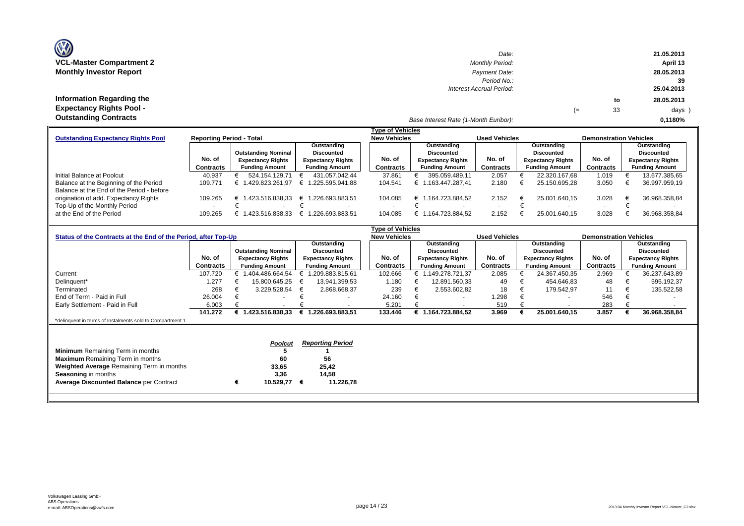**VCL-Master Compartment 2**
**Monthly Investor Report**

| | |
|---|---|
| *Date:* | 21.05.2013 |
| *Monthly Period:* | April 13 |
| *Payment Date:* | 28.05.2013 |
| *Period No.:* | 39 |
| *Interest Accrual Period:* | 25.04.2013 to 28.05.2013 (= 33 days ) |
| *Base Interest Rate (1-Month Euribor):* | 0,1180% |

**Information Regarding the Expectancy Rights Pool - Outstanding Contracts**

| Outstanding Expectancy Rights Pool | Reporting Period - Total | | | New Vehicles | | Used Vehicles | | Demonstration Vehicles | |
|---|---|---|---|---|---|---|---|---|---|
| | No. of Contracts | Outstanding Nominal Expectancy Rights Funding Amount | Outstanding Discounted Expectancy Rights Funding Amount | No. of Contracts | Outstanding Discounted Expectancy Rights Funding Amount | No. of Contracts | Outstanding Discounted Expectancy Rights Funding Amount | No. of Contracts | Outstanding Discounted Expectancy Rights Funding Amount |
| Initial Balance at Poolcut | 40.937 | € 524.154.129,71 | € 431.057.042,44 | 37.861 | € 395.059.489,11 | 2.057 | € 22.320.167,68 | 1.019 | € 13.677.385,65 |
| Balance at the Beginning of the Period | 109.771 | € 1.429.823.261,97 | € 1.225.595.941,88 | 104.541 | € 1.163.447.287,41 | 2.180 | € 25.150.695,28 | 3.050 | € 36.997.959,19 |
| Balance at the End of the Period - before origination of add. Expectancy Rights | 109.265 | € 1.423.516.838,33 | € 1.226.693.883,51 | 104.085 | € 1.164.723.884,52 | 2.152 | € 25.001.640,15 | 3.028 | € 36.968.358,84 |
| Top-Up of the Monthly Period | - | € - | € - | - | € - | - | € - | - | € - |
| at the End of the Period | 109.265 | € 1.423.516.838,33 | € 1.226.693.883,51 | 104.085 | € 1.164.723.884,52 | 2.152 | € 25.001.640,15 | 3.028 | € 36.968.358,84 |

| Status of the Contracts at the End of the Period, after Top-Up | Reporting Period - Total | | | New Vehicles | | Used Vehicles | | Demonstration Vehicles | |
|---|---|---|---|---|---|---|---|---|---|
| | No. of Contracts | Outstanding Nominal Expectancy Rights Funding Amount | Outstanding Discounted Expectancy Rights Funding Amount | No. of Contracts | Outstanding Discounted Expectancy Rights Funding Amount | No. of Contracts | Outstanding Discounted Expectancy Rights Funding Amount | No. of Contracts | Outstanding Discounted Expectancy Rights Funding Amount |
| Current | 107.720 | € 1.404.486.664,54 | € 1.209.883.815,61 | 102.666 | € 1.149.278.721,37 | 2.085 | € 24.367.450,35 | 2.969 | € 36.237.643,89 |
| Delinquent* | 1.277 | € 15.800.645,25 | € 13.941.399,53 | 1.180 | € 12.891.560,33 | 49 | € 454.646,83 | 48 | € 595.192,37 |
| Terminated | 268 | € 3.229.528,54 | € 2.868.668,37 | 239 | € 2.553.602,82 | 18 | € 179.542,97 | 11 | € 135.522,58 |
| End of Term - Paid in Full | 26.004 | € - | € - | 24.160 | € - | 1.298 | € - | 546 | € - |
| Early Settlement - Paid in Full | 6.003 | € - | € - | 5.201 | € - | 519 | € - | 283 | € - |
| | **141.272** | **€ 1.423.516.838,33** | **€ 1.226.693.883,51** | **133.446** | **€ 1.164.723.884,52** | **3.969** | **€ 25.001.640,15** | **3.857** | **€ 36.968.358,84** |

*delinquent in terms of Instalments sold to Compartment 1

| | *Poolcut* | *Reporting Period* |
|---|---|---|
| **Minimum** Remaining Term in months | 5 | 1 |
| **Maximum** Remaining Term in months | 60 | 56 |
| **Weighted Average** Remaining Term in months | 33,65 | 25,42 |
| **Seasoning** in months | 3,36 | 14,58 |
| **Average Discounted Balance** per Contract | € 10.529,77 | € 11.226,78 |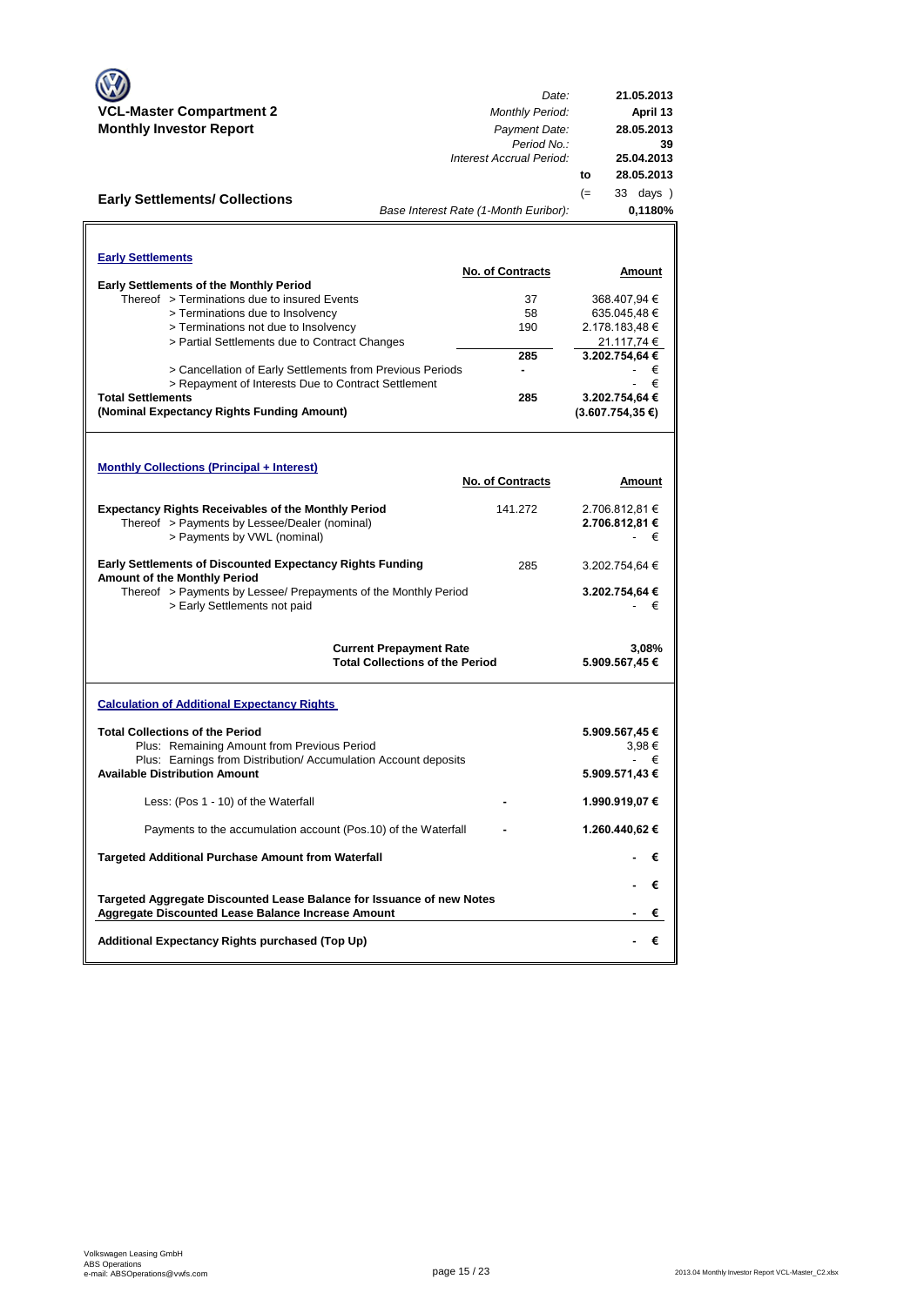**VCL-Master Compartment 2**
**Monthly Investor Report**

| | |
|---|---|
| *Date:* | **21.05.2013** |
| *Monthly Period:* | **April 13** |
| *Payment Date:* | **28.05.2013** |
| *Period No.:* | **39** |
| *Interest Accrual Period:* | **25.04.2013** |
| to | **28.05.2013** |
| (= | 33 days ) |
| *Base Interest Rate (1-Month Euribor):* | **0,1180%** |

## Early Settlements/ Collections

### Early Settlements

| | No. of Contracts | Amount |
|---|---|---|
| **Early Settlements of the Monthly Period** | | |
| Thereof > Terminations due to insured Events | 37 | 368.407,94 € |
| > Terminations due to Insolvency | 58 | 635.045,48 € |
| > Terminations not due to Insolvency | 190 | 2.178.183,48 € |
| > Partial Settlements due to Contract Changes | | 21.117,74 € |
| | **285** | **3.202.754,64 €** |
| > Cancellation of Early Settlements from Previous Periods | - | - € |
| > Repayment of Interests Due to Contract Settlement | | - € |
| **Total Settlements** | **285** | **3.202.754,64 €** |
| **(Nominal Expectancy Rights Funding Amount)** | | **(3.607.754,35 €)** |

### Monthly Collections (Principal + Interest)

| | No. of Contracts | Amount |
|---|---|---|
| **Expectancy Rights Receivables of the Monthly Period** | 141.272 | 2.706.812,81 € |
| Thereof > Payments by Lessee/Dealer (nominal) | | **2.706.812,81 €** |
| > Payments by VWL (nominal) | | - € |
| **Early Settlements of Discounted Expectancy Rights Funding Amount of the Monthly Period** | 285 | 3.202.754,64 € |
| Thereof > Payments by Lessee/ Prepayments of the Monthly Period | | **3.202.754,64 €** |
| > Early Settlements not paid | | - € |
| **Current Prepayment Rate** | | **3,08%** |
| **Total Collections of the Period** | | **5.909.567,45 €** |

### Calculation of Additional Expectancy Rights

| | | |
|---|---|---|
| **Total Collections of the Period** | | **5.909.567,45 €** |
| Plus: Remaining Amount from Previous Period | | 3,98 € |
| Plus: Earnings from Distribution/ Accumulation Account deposits | | - € |
| **Available Distribution Amount** | | **5.909.571,43 €** |
| Less: (Pos 1 - 10) of the Waterfall | - | **1.990.919,07 €** |
| Payments to the accumulation account (Pos.10) of the Waterfall | - | **1.260.440,62 €** |
| **Targeted Additional Purchase Amount from Waterfall** | | **- €** |
| | | **- €** |
| **Targeted Aggregate Discounted Lease Balance for Issuance of new Notes** | | |
| **Aggregate Discounted Lease Balance Increase Amount** | | **- €** |
| **Additional Expectancy Rights purchased (Top Up)** | | **- €** |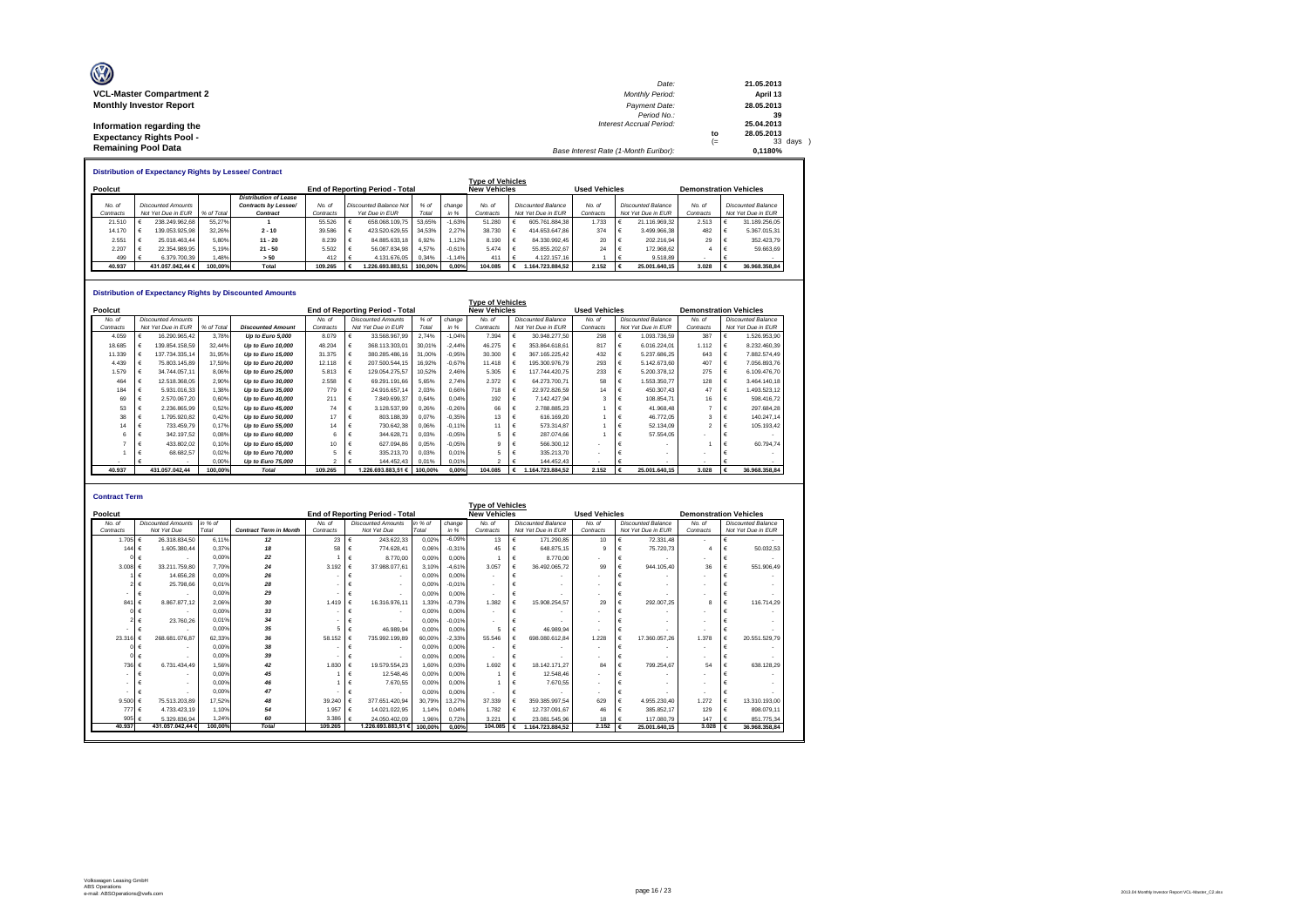**VCL-Master Compartment 2**
**Monthly Investor Report**

**Information regarding the Expectancy Rights Pool - Remaining Pool Data**

| | | |
|---|---|---|
| Date: | | 21.05.2013 |
| Monthly Period: | | April 13 |
| Payment Date: | | 28.05.2013 |
| Period No.: | | 39 |
| Interest Accrual Period: | | 25.04.2013 |
| | to | 28.05.2013 |
| | (= | 33 days ) |
| Base Interest Rate (1-Month Euribor): | | 0,1180% |

### Distribution of Expectancy Rights by Lessee/ Contract

| Poolcut | | | | End of Reporting Period - Total | | | | Type of Vehicles New Vehicles | | Used Vehicles | | Demonstration Vehicles | |
|---|---|---|---|---|---|---|---|---|---|---|---|---|---|
| No. of Contracts | Discounted Amounts Not Yet Due in EUR | % of Total | Distribution of Lease Contracts by Lessee/ Contract | No. of Contracts | Discounted Balance Not Yet Due in EUR | % of Total | change in % | No. of Contracts | Discounted Balance Not Yet Due in EUR | No. of Contracts | Discounted Balance Not Yet Due in EUR | No. of Contracts | Discounted Balance Not Yet Due in EUR |
| 21.510 | € 238.249.962,68 | 55,27% | 1 | 55.526 | € 658.068.109,75 | 53,65% | -1,63% | 51.280 | € 605.761.884,38 | 1.733 | € 21.116.969,32 | 2.513 | € 31.189.256,05 |
| 14.170 | € 139.053.925,98 | 32,26% | 2 - 10 | 39.586 | € 423.520.629,55 | 34,53% | 2,27% | 38.730 | € 414.653.647,86 | 374 | € 3.499.966,38 | 482 | € 5.367.015,31 |
| 2.551 | € 25.018.463,44 | 5,80% | 11 - 20 | 8.239 | € 84.885.633,18 | 6,92% | 1,12% | 8.190 | € 84.330.992,45 | 20 | € 202.216,94 | 29 | € 352.423,79 |
| 2.207 | € 22.354.989,95 | 5,19% | 21 - 50 | 5.502 | € 56.087.834,98 | 4,57% | -0,61% | 5.474 | € 55.855.202,67 | 24 | € 172.968,62 | 4 | € 59.663,69 |
| 499 | € 6.379.700,39 | 1,48% | > 50 | 412 | € 4.131.676,05 | 0,34% | -1,14% | 411 | € 4.122.157,16 | 1 | € 9.518,89 | - | € - |
| 40.937 | 431.057.042,44 € | 100,00% | Total | 109.265 | € 1.226.693.883,51 | 100,00% | 0,00% | 104.085 | € 1.164.723.884,52 | 2.152 | € 25.001.640,15 | 3.028 | € 36.968.358,84 |

### Distribution of Expectancy Rights by Discounted Amounts

| Poolcut | | | | End of Reporting Period - Total | | | | Type of Vehicles New Vehicles | | Used Vehicles | | Demonstration Vehicles | |
|---|---|---|---|---|---|---|---|---|---|---|---|---|---|
| No. of Contracts | Discounted Amounts Not Yet Due in EUR | % of Total | Discounted Amount | No. of Contracts | Discounted Amounts Not Yet Due in EUR | % of Total | change in % | No. of Contracts | Discounted Balance Not Yet Due in EUR | No. of Contracts | Discounted Balance Not Yet Due in EUR | No. of Contracts | Discounted Balance Not Yet Due in EUR |
| 4.059 | € 16.290.965,42 | 3,78% | Up to Euro 5,000 | 8.079 | € 33.568.967,99 | 2,74% | -1,04% | 7.394 | € 30.948.277,50 | 298 | € 1.093.736,59 | 387 | € 1.526.953,90 |
| 18.685 | € 139.854.158,59 | 32,44% | Up to Euro 10,000 | 48.204 | € 368.113.303,01 | 30,01% | -2,44% | 46.275 | € 353.864.618,61 | 817 | € 6.016.224,01 | 1.112 | € 8.232.460,39 |
| 11.339 | € 137.734.335,14 | 31,95% | Up to Euro 15,000 | 31.375 | € 380.285.486,16 | 31,00% | -0,95% | 30.300 | € 367.165.225,42 | 432 | € 5.237.686,25 | 643 | € 7.882.574,49 |
| 4.439 | € 75.803.145,89 | 17,59% | Up to Euro 20,000 | 12.118 | € 207.500.544,15 | 16,92% | -0,67% | 11.418 | € 195.300.976,79 | 293 | € 5.142.673,60 | 407 | € 7.056.893,76 |
| 1.579 | € 34.744.057,11 | 8,06% | Up to Euro 25,000 | 5.813 | € 129.054.275,57 | 10,52% | 2,46% | 5.305 | € 117.744.420,75 | 233 | € 5.200.378,12 | 275 | € 6.109.476,70 |
| 464 | € 12.518.368,05 | 2,90% | Up to Euro 30,000 | 2.558 | € 69.291.191,66 | 5,65% | 2,74% | 2.372 | € 64.273.700,71 | 58 | € 1.553.350,77 | 128 | € 3.464.140,18 |
| 184 | € 5.931.016,33 | 1,38% | Up to Euro 35,000 | 779 | € 24.916.657,14 | 2,03% | 0,66% | 718 | € 22.972.826,59 | 14 | € 450.307,43 | 47 | € 1.493.523,12 |
| 69 | € 2.570.067,20 | 0,60% | Up to Euro 40,000 | 211 | € 7.849.699,37 | 0,64% | 0,04% | 192 | € 7.142.427,94 | 3 | € 108.854,71 | 16 | € 598.416,72 |
| 53 | € 2.236.865,99 | 0,52% | Up to Euro 45,000 | 74 | € 3.128.537,99 | 0,26% | -0,26% | 66 | € 2.788.885,23 | 1 | € 41.968,48 | 7 | € 297.684,28 |
| 38 | € 1.795.920,82 | 0,42% | Up to Euro 50,000 | 17 | € 803.188,39 | 0,07% | -0,35% | 13 | € 616.169,20 | 1 | € 46.772,05 | 3 | € 140.247,14 |
| 14 | € 733.459,79 | 0,17% | Up to Euro 55,000 | 14 | € 730.642,38 | 0,06% | -0,11% | 11 | € 573.314,87 | 1 | € 52.134,09 | 2 | € 105.193,42 |
| 6 | € 342.197,52 | 0,08% | Up to Euro 60,000 | 6 | € 344.628,71 | 0,03% | -0,05% | 5 | € 287.074,66 | 1 | € 57.554,05 | - | € - |
| 7 | € 433.802,02 | 0,10% | Up to Euro 65,000 | 10 | € 627.094,86 | 0,05% | -0,05% | 9 | € 566.300,12 | - | € - | 1 | € 60.794,74 |
| 1 | € 68.682,57 | 0,02% | Up to Euro 70,000 | 5 | € 335.213,70 | 0,03% | 0,01% | 5 | € 335.213,70 | - | € - | - | € - |
| - | € - | 0,00% | Up to Euro 75,000 | 2 | € 144.452,43 | 0,01% | 0,01% | 2 | € 144.452,43 | - | € - | - | € - |
| 40.937 | 431.057.042,44 | 100,00% | Total | 109.265 | 1.226.693.883,51 € | 100,00% | 0,00% | 104.085 | € 1.164.723.884,52 | 2.152 | € 25.001.640,15 | 3.028 | € 36.968.358,84 |

### Contract Term

| Poolcut | | | | End of Reporting Period - Total | | | | Type of Vehicles New Vehicles | | Used Vehicles | | Demonstration Vehicles | |
|---|---|---|---|---|---|---|---|---|---|---|---|---|---|
| No. of Contracts | Discounted Amounts Not Yet Due | in % of Total | Contract Term in Month | No. of Contracts | Discounted Amounts Not Yet Due | in % of Total | change in % | No. of Contracts | Discounted Balance Not Yet Due in EUR | No. of Contracts | Discounted Balance Not Yet Due in EUR | No. of Contracts | Discounted Balance Not Yet Due in EUR |
| 1.705 | € 26.318.834,50 | 6,11% | 12 | 23 | € 243.622,33 | 0,02% | -6,09% | 13 | € 171.290,85 | 10 | € 72.331,48 | - | € - |
| 144 | € 1.605.380,44 | 0,37% | 18 | 58 | € 774.628,41 | 0,06% | -0,31% | 45 | € 648.875,15 | 9 | € 75.720,73 | 4 | € 50.032,53 |
| 0 | € - | 0,00% | 22 | 1 | € 8.770,00 | 0,00% | 0,00% | 1 | € 8.770,00 | - | € - | - | € - |
| 3.008 | € 33.211.759,80 | 7,70% | 24 | 3.192 | € 37.988.077,61 | 3,10% | -4,61% | 3.057 | € 36.492.065,72 | 99 | € 944.105,40 | 36 | € 551.906,49 |
| 1 | € 14.656,28 | 0,00% | 26 | - | € - | 0,00% | 0,00% | - | € - | - | € - | - | € - |
| 2 | € 25.798,66 | 0,01% | 28 | - | € - | 0,00% | -0,01% | - | € - | - | € - | - | € - |
| - | € - | 0,00% | 29 | - | € - | 0,00% | 0,00% | - | € - | - | € - | - | € - |
| 841 | € 8.867.877,12 | 2,06% | 30 | 1.419 | € 16.316.976,11 | 1,33% | -0,73% | 1.382 | € 15.908.254,57 | 29 | € 292.007,25 | 8 | € 116.714,29 |
| 0 | € - | 0,00% | 33 | - | € - | 0,00% | 0,00% | - | € - | - | € - | - | € - |
| 2 | € 23.760,26 | 0,01% | 34 | - | € - | 0,00% | -0,01% | - | € - | - | € - | - | € - |
| - | € - | 0,00% | 35 | 5 | € 46.989,94 | 0,00% | 0,00% | 5 | € 46.989,94 | - | € - | - | € - |
| 23.316 | € 268.681.076,87 | 62,33% | 36 | 58.152 | € 735.992.199,89 | 60,00% | -2,33% | 55.546 | € 698.080.612,84 | 1.228 | € 17.360.057,26 | 1.378 | € 20.551.529,79 |
| 0 | € - | 0,00% | 38 | - | € - | 0,00% | 0,00% | - | € - | - | € - | - | € - |
| 0 | € - | 0,00% | 39 | - | € - | 0,00% | 0,00% | - | € - | - | € - | - | € - |
| 736 | € 6.731.434,49 | 1,56% | 42 | 1.830 | € 19.579.554,23 | 1,60% | 0,03% | 1.692 | € 18.142.171,27 | 84 | € 799.254,67 | 54 | € 638.128,29 |
| - | € - | 0,00% | 45 | 1 | € 12.548,46 | 0,00% | 0,00% | 1 | € 12.548,46 | - | € - | - | € - |
| - | € - | 0,00% | 46 | 1 | € 7.670,55 | 0,00% | 0,00% | 1 | € 7.670,55 | - | € - | - | € - |
| - | € - | 0,00% | 47 | - | € - | 0,00% | 0,00% | - | € - | - | € - | - | € - |
| 9.500 | € 75.513.203,89 | 17,52% | 48 | 39.240 | € 377.651.420,94 | 30,79% | 13,27% | 37.339 | € 359.385.997,54 | 629 | € 4.955.230,40 | 1.272 | € 13.310.193,00 |
| 777 | € 4.733.423,19 | 1,10% | 54 | 1.957 | € 14.021.022,95 | 1,14% | 0,04% | 1.782 | € 12.737.091,67 | 46 | € 385.852,17 | 129 | € 898.079,11 |
| 905 | € 5.329.836,94 | 1,24% | 60 | 3.386 | € 24.050.402,09 | 1,96% | 0,72% | 3.221 | € 23.081.545,96 | 18 | € 117.080,79 | 147 | € 851.775,34 |
| 40.937 | 431.057.042,44 € | 100,00% | Total | 109.265 | 1.226.693.883,51 € | 100,00% | 0,00% | 104.085 | € 1.164.723.884,52 | 2.152 | € 25.001.640,15 | 3.028 | € 36.968.358,84 |

Volkswagen Leasing GmbH
ABS Operations
e-mail: ABSOperations@vwfs.com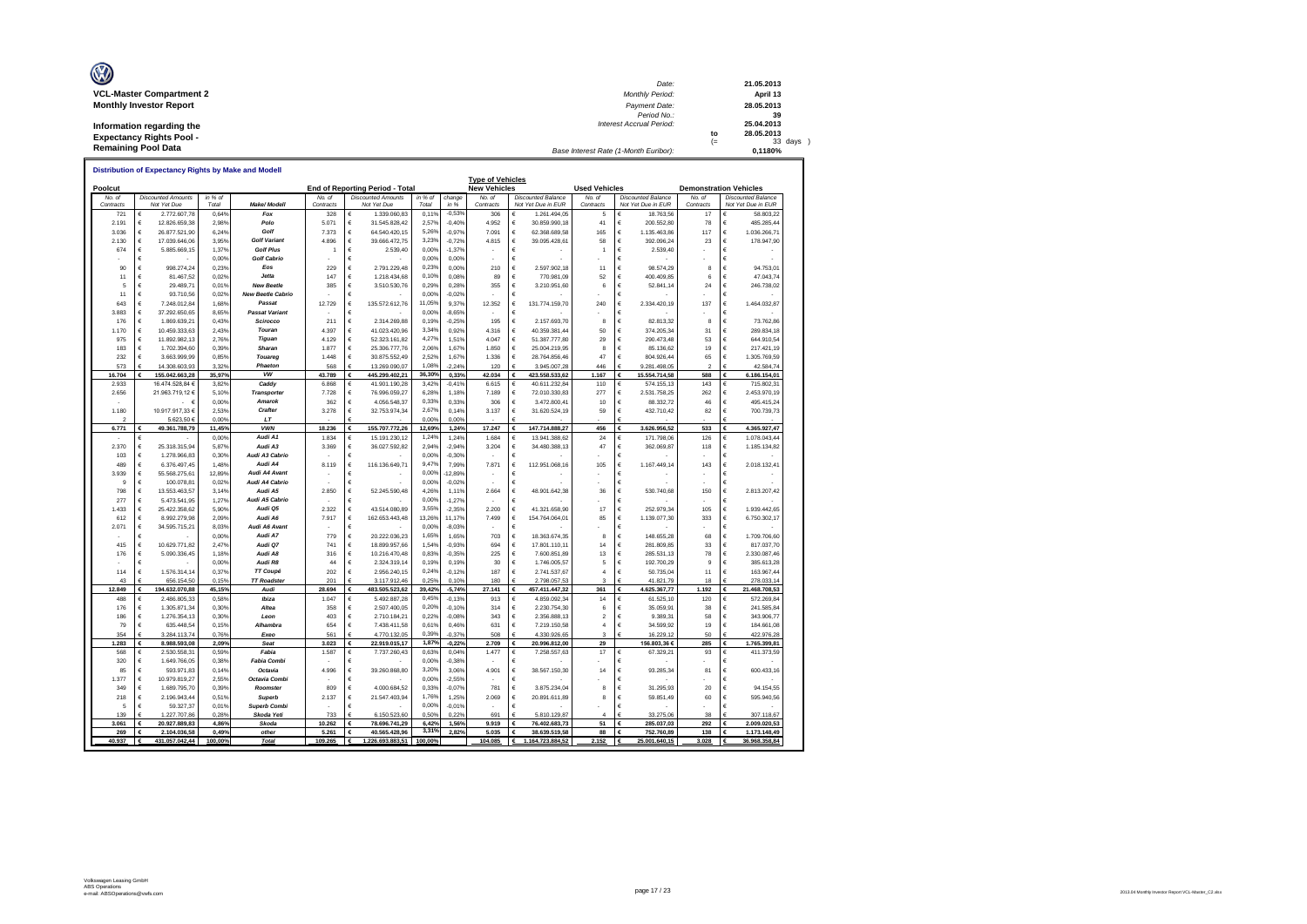**VCL-Master Compartment 2**
**Monthly Investor Report**

**Information regarding the Expectancy Rights Pool - Remaining Pool Data**

| | | |
|---|---|---|
| Date: | | 21.05.2013 |
| Monthly Period: | | April 13 |
| Payment Date: | | 28.05.2013 |
| Period No.: | | 39 |
| Interest Accrual Period: | | 25.04.2013 |
| | to | 28.05.2013 |
| | (= | 33 days ) |
| Base Interest Rate (1-Month Euribor): | | 0,1180% |

## Distribution of Expectancy Rights by Make and Modell

| Poolcut | | | | End of Reporting Period - Total | | | | Type of Vehicles: New Vehicles | | Used Vehicles | | Demonstration Vehicles | |
|---|---|---|---|---|---|---|---|---|---|---|---|---|---|
| No. of Contracts | Discounted Amounts Not Yet Due | in % of Total | Make/ Modell | No. of Contracts | Discounted Amounts Not Yet Due | in % of Total | change in % | No. of Contracts | Discounted Balance Not Yet Due in EUR | No. of Contracts | Discounted Balance Not Yet Due in EUR | No. of Contracts | Discounted Balance Not Yet Due in EUR |
| 721 | € 2.772.607,78 | 0,64% | Fox | 328 | € 1.339.060,83 | 0,11% | -0,53% | 306 | € 1.261.494,05 | 5 | € 18.763,56 | 17 | € 58.803,22 |
| 2.191 | € 12.826.659,38 | 2,98% | Polo | 5.071 | € 31.545.828,42 | 2,57% | -0,40% | 4.952 | € 30.859.990,18 | 41 | € 200.552,80 | 78 | € 485.285,44 |
| 3.036 | € 26.877.521,90 | 6,24% | Golf | 7.373 | € 64.540.420,15 | 5,26% | -0,97% | 7.091 | € 62.368.689,58 | 165 | € 1.135.463,86 | 117 | € 1.036.266,71 |
| 2.130 | € 17.039.646,06 | 3,95% | Golf Variant | 4.896 | € 39.666.472,75 | 3,23% | -0,72% | 4.815 | € 39.095.428,61 | 58 | € 392.096,24 | 23 | € 178.947,90 |
| 674 | € 5.885.669,15 | 1,37% | Golf Plus | 1 | € 2.539,40 | 0,00% | -1,37% | - | € - | 1 | € 2.539,40 | - | € - |
| - | € - | 0,00% | Golf Cabrio | - | € - | 0,00% | 0,00% | - | € - | - | € - | - | € - |
| 90 | € 998.274,24 | 0,23% | Eos | 229 | € 2.791.229,48 | 0,23% | 0,00% | 210 | € 2.597.902,18 | 11 | € 98.574,29 | 8 | € 94.753,01 |
| 11 | € 81.467,52 | 0,02% | Jetta | 147 | € 1.218.434,68 | 0,10% | 0,08% | 89 | € 770.981,09 | 52 | € 400.409,85 | 6 | € 47.043,74 |
| 5 | € 29.489,71 | 0,01% | New Beetle | 385 | € 3.510.530,76 | 0,29% | 0,28% | 355 | € 3.210.951,60 | 6 | € 52.841,14 | 24 | € 246.738,02 |
| 11 | € 93.710,56 | 0,02% | New Beetle Cabrio | - | € - | 0,00% | -0,02% | - | € - | - | € - | - | € - |
| 643 | € 7.248.012,84 | 1,68% | Passat | 12.729 | € 135.572.612,76 | 11,05% | 9,37% | 12.352 | € 131.774.159,70 | 240 | € 2.334.420,19 | 137 | € 1.464.032,87 |
| 3.883 | € 37.292.650,65 | 8,65% | Passat Variant | - | € - | 0,00% | -8,65% | - | € - | - | € - | - | € - |
| 176 | € 1.869.639,21 | 0,43% | Scirocco | 211 | € 2.314.269,88 | 0,19% | -0,25% | 195 | € 2.157.693,70 | 8 | € 82.813,32 | 8 | € 73.762,86 |
| 1.170 | € 10.459.333,63 | 2,43% | Touran | 4.397 | € 41.023.420,96 | 3,34% | 0,92% | 4.316 | € 40.359.381,44 | 50 | € 374.205,34 | 31 | € 289.834,18 |
| 975 | € 11.892.982,13 | 2,76% | Tiguan | 4.129 | € 52.323.161,82 | 4,27% | 1,51% | 4.047 | € 51.387.777,80 | 29 | € 290.473,48 | 53 | € 644.910,54 |
| 183 | € 1.702.394,60 | 0,39% | Sharan | 1.877 | € 25.306.777,76 | 2,06% | 1,67% | 1.850 | € 25.004.219,95 | 8 | € 85.136,62 | 19 | € 217.421,19 |
| 232 | € 3.663.999,99 | 0,85% | Touareg | 1.448 | € 30.875.552,49 | 2,52% | 1,67% | 1.336 | € 28.764.856,46 | 47 | € 804.926,44 | 65 | € 1.305.769,59 |
| 573 | € 14.308.603,93 | 3,32% | Phaeton | 568 | € 13.269.090,07 | 1,08% | -2,24% | 120 | € 3.945.007,28 | 446 | € 9.281.498,05 | 2 | € 42.584,74 |
| 16.704 | € 155.042.663,28 | 35,97% | VW | 43.789 | € 445.299.402,21 | 36,30% | 0,33% | 42.034 | € 423.558.533,62 | 1.167 | € 15.554.714,58 | 588 | € 6.186.154,01 |
| 2.933 | 16.474.528,84 € | 3,82% | Caddy | 6.868 | € 41.901.190,28 | 3,42% | -0,41% | 6.615 | € 40.611.232,84 | 110 | € 574.155,13 | 143 | € 715.802,31 |
| 2.656 | 21.963.719,12 € | 5,10% | Transporter | 7.728 | € 76.996.059,27 | 6,28% | 1,18% | 7.189 | € 72.010.330,83 | 277 | € 2.531.758,25 | 262 | € 2.453.970,19 |
| - | - € | 0,00% | Amarok | 362 | € 4.056.548,37 | 0,33% | 0,33% | 306 | € 3.472.800,41 | 10 | € 88.332,72 | 46 | € 495.415,24 |
| 1.180 | 10.917.917,33 € | 2,53% | Crafter | 3.278 | € 32.753.974,34 | 2,67% | 0,14% | 3.137 | € 31.620.524,19 | 59 | € 432.710,42 | 82 | € 700.739,73 |
| 2 | 5.623,50 € | 0,00% | LT | - | € - | 0,00% | 0,00% | - | € - | - | € - | - | € - |
| 6.771 | € 49.361.788,79 | 11,45% | VWN | 18.236 | € 155.707.772,26 | 12,69% | 1,24% | 17.247 | € 147.714.888,27 | 456 | € 3.626.956,52 | 533 | € 4.365.927,47 |
| - | € - | 0,00% | Audi A1 | 1.834 | € 15.191.230,12 | 1,24% | 1,24% | 1.684 | € 13.941.388,62 | 24 | € 171.798,06 | 126 | € 1.078.043,44 |
| 2.370 | € 25.318.315,94 | 5,87% | Audi A3 | 3.369 | € 36.027.592,82 | 2,94% | -2,94% | 3.204 | € 34.480.388,13 | 47 | € 362.069,87 | 118 | € 1.185.134,82 |
| 103 | € 1.278.966,83 | 0,30% | Audi A3 Cabrio | - | € - | 0,00% | -0,30% | - | € - | - | € - | - | € - |
| 489 | € 6.376.497,45 | 1,48% | Audi A4 | 8.119 | € 116.136.649,71 | 9,47% | 7,99% | 7.871 | € 112.951.068,16 | 105 | € 1.167.449,14 | 143 | € 2.018.132,41 |
| 3.939 | € 55.568.275,61 | 12,89% | Audi A4 Avant | - | € - | 0,00% | -12,89% | - | € - | - | € - | - | € - |
| 9 | € 100.078,81 | 0,02% | Audi A4 Cabrio | - | € - | 0,00% | -0,02% | - | € - | - | € - | - | € - |
| 798 | € 13.553.463,57 | 3,14% | Audi A5 | 2.850 | € 52.245.590,48 | 4,26% | 1,11% | 2.664 | € 48.901.642,38 | 36 | € 530.740,68 | 150 | € 2.813.207,42 |
| 277 | € 5.473.541,95 | 1,27% | Audi A5 Cabrio | - | € - | 0,00% | -1,27% | - | € - | - | € - | - | € - |
| 1.433 | € 25.422.358,62 | 5,90% | Audi Q5 | 2.322 | € 43.514.080,89 | 3,55% | -2,35% | 2.200 | € 41.321.658,90 | 17 | € 252.979,34 | 105 | € 1.939.442,65 |
| 612 | € 8.992.279,98 | 2,09% | Audi A6 | 7.917 | € 162.653.443,48 | 13,26% | 11,17% | 7.499 | € 154.764.064,01 | 85 | € 1.139.077,30 | 333 | € 6.750.302,17 |
| 2.071 | € 34.595.715,21 | 8,03% | Audi A6 Avant | - | € - | 0,00% | -8,03% | - | € - | - | € - | - | € - |
| - | € - | 0,00% | Audi A7 | 779 | € 20.222.036,23 | 1,65% | 1,65% | 703 | € 18.363.674,35 | 8 | € 148.655,28 | 68 | € 1.709.706,60 |
| 415 | € 10.629.771,82 | 2,47% | Audi Q7 | 741 | € 18.899.957,66 | 1,54% | -0,93% | 694 | € 17.801.110,11 | 14 | € 281.809,85 | 33 | € 817.037,70 |
| 176 | € 5.090.336,45 | 1,18% | Audi A8 | 316 | € 10.216.470,48 | 0,83% | -0,35% | 225 | € 7.600.851,89 | 13 | € 285.531,13 | 78 | € 2.330.087,46 |
| - | € - | 0,00% | Audi R8 | 44 | € 2.324.319,14 | 0,19% | 0,19% | 30 | € 1.746.005,57 | 5 | € 192.700,29 | 9 | € 385.613,28 |
| 114 | € 1.576.314,14 | 0,37% | TT Coupé | 202 | € 2.956.240,15 | 0,24% | -0,12% | 187 | € 2.741.537,67 | 4 | € 50.735,04 | 11 | € 163.967,44 |
| 43 | € 656.154,50 | 0,15% | TT Roadster | 201 | € 3.117.912,46 | 0,25% | 0,10% | 180 | € 2.798.057,53 | 3 | € 41.821,79 | 18 | € 278.033,14 |
| 12.849 | € 194.632.070,88 | 45,15% | Audi | 28.694 | € 483.505.523,62 | 39,42% | -5,74% | 27.141 | € 457.411.447,32 | 361 | € 4.625.367,77 | 1.192 | € 21.468.708,53 |
| 488 | € 2.486.805,33 | 0,58% | Ibiza | 1.047 | € 5.492.887,28 | 0,45% | -0,13% | 913 | € 4.859.092,34 | 14 | € 61.525,10 | 120 | € 572.269,84 |
| 176 | € 1.305.871,34 | 0,30% | Altea | 358 | € 2.507.400,05 | 0,20% | -0,10% | 314 | € 2.230.754,30 | 6 | € 35.059,91 | 38 | € 241.585,84 |
| 186 | € 1.276.354,13 | 0,30% | Leon | 403 | € 2.710.184,21 | 0,22% | -0,08% | 343 | € 2.356.888,13 | 2 | € 9.389,31 | 58 | € 343.906,77 |
| 79 | € 635.448,54 | 0,15% | Alhambra | 654 | € 7.438.411,58 | 0,61% | 0,46% | 631 | € 7.219.150,58 | 4 | € 34.599,92 | 19 | € 184.661,08 |
| 354 | € 3.284.113,74 | 0,76% | Exeo | 561 | € 4.770.132,05 | 0,39% | -0,37% | 508 | € 4.330.926,65 | 3 | € 16.229,12 | 50 | € 422.976,28 |
| 1.283 | € 8.988.593,08 | 2,09% | Seat | 3.023 | € 22.919.015,17 | 1,87% | -0,22% | 2.709 | € 20.996.812,00 | 29 | 156.803,36 € | 285 | € 1.765.399,81 |
| 568 | € 2.530.558,31 | 0,59% | Fabia | 1.587 | € 7.737.260,43 | 0,63% | 0,04% | 1.477 | € 7.258.557,63 | 17 | € 67.329,21 | 93 | € 411.373,59 |
| 320 | € 1.649.766,05 | 0,38% | Fabia Combi | - | € - | 0,00% | -0,38% | - | € - | - | € - | - | € - |
| 85 | € 593.971,83 | 0,14% | Octavia | 4.996 | € 39.260.868,80 | 3,20% | 3,06% | 4.901 | € 38.567.150,30 | 14 | € 93.285,34 | 81 | € 600.433,16 |
| 1.377 | € 10.979.819,27 | 2,55% | Octavia Combi | - | € - | 0,00% | -2,55% | - | € - | - | € - | - | € - |
| 349 | € 1.689.795,70 | 0,39% | Roomster | 809 | € 4.000.684,52 | 0,33% | -0,07% | 781 | € 3.875.234,04 | 8 | € 31.295,93 | 20 | € 94.154,55 |
| 218 | € 2.196.943,44 | 0,51% | Superb | 2.137 | € 21.547.403,94 | 1,76% | 1,25% | 2.069 | € 20.891.611,89 | 8 | € 59.851,49 | 60 | € 595.940,56 |
| 5 | € 59.327,37 | 0,01% | Superb Combi | - | € - | 0,00% | -0,01% | - | € - | - | € - | - | € - |
| 139 | € 1.227.707,86 | 0,28% | Skoda Yeti | 733 | € 6.150.523,60 | 0,50% | 0,22% | 691 | € 5.810.129,87 | 4 | € 33.275,06 | 38 | € 307.118,67 |
| 3.061 | € 20.927.889,83 | 4,86% | Skoda | 10.262 | € 78.696.741,29 | 6,42% | 1,56% | 9.919 | € 76.402.683,73 | 51 | € 285.037,03 | 292 | € 2.009.020,53 |
| 269 | € 2.104.036,58 | 0,49% | other | 5.261 | € 40.565.428,96 | 3,31% | 2,82% | 5.035 | € 38.639.519,58 | 88 | € 752.760,89 | 138 | € 1.173.148,49 |
| 40.937 | € 431.057.042,44 | 100,00% | Total | 109.265 | € 1.226.693.883,51 | 100,00% | | 104.085 | € 1.164.723.884,52 | 2.152 | € 25.001.640,15 | 3.028 | € 36.968.358,84 |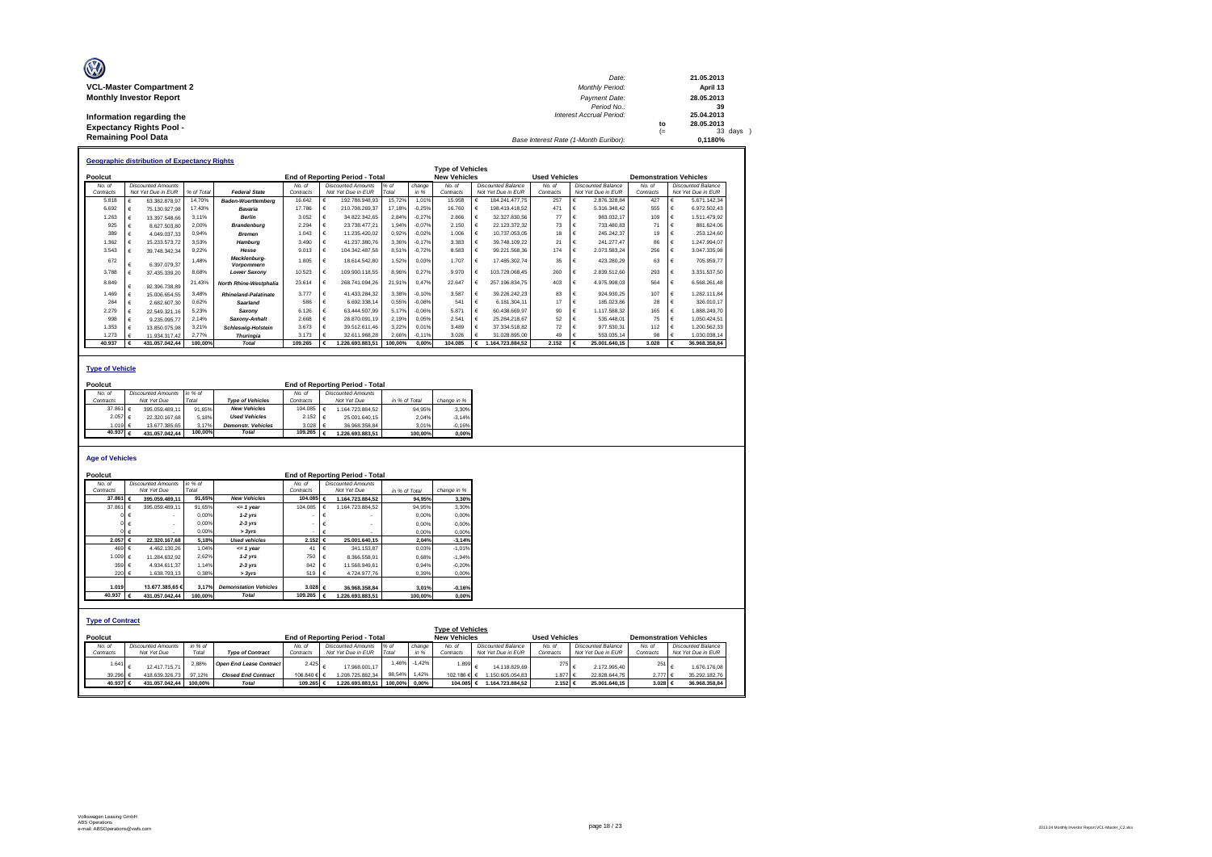**VCL-Master Compartment 2**
**Monthly Investor Report**

**Information regarding the Expectancy Rights Pool - Remaining Pool Data**

| | | |
|---|---|---|
| Date: | | 21.05.2013 |
| Monthly Period: | | April 13 |
| Payment Date: | | 28.05.2013 |
| Period No.: | | 39 |
| Interest Accrual Period: | | 25.04.2013 |
| | to | 28.05.2013 |
| | (= | 33 days ) |
| Base Interest Rate (1-Month Euribor): | | 0,1180% |

### Geographic distribution of Expectancy Rights

| Poolcut | | | | End of Reporting Period - Total | | | | Type of Vehicles New Vehicles | | Used Vehicles | | Demonstration Vehicles | |
|---|---|---|---|---|---|---|---|---|---|---|---|---|---|
| No. of Contracts | Discounted Amounts Not Yet Due in EUR | % of Total | Federal State | No. of Contracts | Discounted Amounts Not Yet Due in EUR | % of Total | change in % | No. of Contracts | Discounted Balance Not Yet Due in EUR | No. of Contracts | Discounted Balance Not Yet Due in EUR | No. of Contracts | Discounted Balance Not Yet Due in EUR |
| 5.818 | € 63.382.878,97 | 14,70% | Baden-Wuerttemberg | 16.642 | € 192.788.948,93 | 15,72% | 1,01% | 15.958 | € 184.241.477,75 | 257 | € 2.876.328,84 | 427 | € 5.671.142,34 |
| 6.692 | € 75.130.927,98 | 17,43% | Bavaria | 17.786 | € 210.708.269,37 | 17,18% | -0,25% | 16.760 | € 198.419.418,52 | 471 | € 5.316.348,42 | 555 | € 6.972.502,43 |
| 1.263 | € 13.397.548,66 | 3,11% | Berlin | 3.052 | € 34.822.342,65 | 2,84% | -0,27% | 2.866 | € 32.327.830,56 | 77 | € 983.032,17 | 109 | € 1.511.479,92 |
| 925 | € 8.627.503,80 | 2,00% | Brandenburg | 2.294 | € 23.738.477,21 | 1,94% | -0,07% | 2.150 | € 22.123.372,32 | 73 | € 733.480,83 | 71 | € 881.624,06 |
| 389 | € 4.049.037,33 | 0,94% | Bremen | 1.043 | € 11.235.420,02 | 0,92% | -0,02% | 1.006 | € 10.737.053,05 | 18 | € 245.242,37 | 19 | € 253.124,60 |
| 1.362 | € 15.233.573,72 | 3,53% | Hamburg | 3.490 | € 41.237.380,76 | 3,36% | -0,17% | 3.383 | € 39.748.109,22 | 21 | € 241.277,47 | 86 | € 1.247.994,07 |
| 3.543 | € 39.748.342,34 | 9,22% | Hesse | 9.013 | € 104.342.487,58 | 8,51% | -0,72% | 8.583 | € 99.221.568,36 | 174 | € 2.073.583,24 | 256 | € 3.047.335,98 |
| 672 | € 6.397.079,37 | 1,48% | Mecklenburg-Vorpommern | 1.805 | € 18.614.542,80 | 1,52% | 0,03% | 1.707 | € 17.485.302,74 | 35 | € 423.280,29 | 63 | € 705.959,77 |
| 3.788 | € 37.435.339,20 | 8,68% | Lower Saxony | 10.523 | € 109.900.118,55 | 8,96% | 0,27% | 9.970 | € 103.729.068,45 | 260 | € 2.839.512,60 | 293 | € 3.331.537,50 |
| 8.849 | € 92.396.738,89 | 21,43% | North Rhine-Westphalia | 23.614 | € 268.741.094,26 | 21,91% | 0,47% | 22.647 | € 257.196.834,75 | 403 | € 4.975.998,03 | 564 | € 6.568.261,48 |
| 1.469 | € 15.006.654,55 | 3,48% | Rhineland-Palatinate | 3.777 | € 41.433.284,32 | 3,38% | -0,10% | 3.587 | € 39.226.242,23 | 83 | € 924.930,25 | 107 | € 1.282.111,84 |
| 264 | € 2.682.607,30 | 0,62% | Saarland | 586 | € 6.692.338,14 | 0,55% | -0,08% | 541 | € 6.181.304,11 | 17 | € 185.023,86 | 28 | € 326.010,17 |
| 2.279 | € 22.549.321,16 | 5,23% | Saxony | 6.126 | € 63.444.507,99 | 5,17% | -0,06% | 5.871 | € 60.438.669,97 | 90 | € 1.117.588,32 | 165 | € 1.888.249,70 |
| 998 | € 9.235.095,77 | 2,14% | Saxony-Anhalt | 2.668 | € 26.870.091,19 | 2,19% | 0,05% | 2.541 | € 25.284.218,67 | 52 | € 535.448,01 | 75 | € 1.050.424,51 |
| 1.353 | € 13.850.075,98 | 3,21% | Schleswig-Holstein | 3.673 | € 39.512.611,46 | 3,22% | 0,01% | 3.489 | € 37.334.518,82 | 72 | € 977.530,31 | 112 | € 1.200.562,33 |
| 1.273 | € 11.934.317,42 | 2,77% | Thuringia | 3.173 | € 32.611.968,28 | 2,66% | -0,11% | 3.026 | € 31.028.895,00 | 49 | € 553.035,14 | 98 | € 1.030.038,14 |
| 40.937 | € 431.057.042,44 | 100,00% | Total | 109.265 | € 1.226.693.883,51 | 100,00% | 0,00% | 104.085 | € 1.164.723.884,52 | 2.152 | € 25.001.640,15 | 3.028 | € 36.968.358,84 |

### Type of Vehicle

| Poolcut | | | | End of Reporting Period - Total | | | |
|---|---|---|---|---|---|---|---|
| No. of Contracts | Discounted Amounts Not Yet Due | in % of Total | Type of Vehicles | No. of Contracts | Discounted Amounts Not Yet Due | in % of Total | change in % |
| 37.861 | € 395.059.489,11 | 91,65% | New Vehicles | 104.085 | € 1.164.723.884,52 | 94,95% | 3,30% |
| 2.057 | € 22.320.167,68 | 5,18% | Used Vehicles | 2.152 | € 25.001.640,15 | 2,04% | -3,14% |
| 1.019 | € 13.677.385,65 | 3,17% | Demonstr. Vehicles | 3.028 | € 36.968.358,84 | 3,01% | -0,16% |
| 40.937 | € 431.057.042,44 | 100,00% | Total | 109.265 | € 1.226.693.883,51 | 100,00% | 0,00% |

### Age of Vehicles

| Poolcut | | | | End of Reporting Period - Total | | | |
|---|---|---|---|---|---|---|---|
| No. of Contracts | Discounted Amounts Not Yet Due | in % of Total | | No. of Contracts | Discounted Amounts Not Yet Due | in % of Total | change in % |
| 37.861 | € 395.059.489,11 | 91,65% | New Vehicles | 104.085 | € 1.164.723.884,52 | 94,95% | 3,30% |
| 37.861 | € 395.059.489,11 | 91,65% | <= 1 year | 104.085 | € 1.164.723.884,52 | 94,95% | 3,30% |
| 0 | € - | 0,00% | 1-2 yrs | - | € - | 0,00% | 0,00% |
| 0 | € - | 0,00% | 2-3 yrs | - | € - | 0,00% | 0,00% |
| 0 | € - | 0,00% | > 3yrs | - | € - | 0,00% | 0,00% |
| 2.057 | € 22.320.167,68 | 5,18% | Used vehicles | 2.152 | € 25.001.640,15 | 2,04% | -3,14% |
| 469 | € 4.462.130,26 | 1,04% | <= 1 year | 41 | € 341.153,87 | 0,03% | -1,01% |
| 1.009 | € 11.284.632,92 | 2,62% | 1-2 yrs | 750 | € 8.366.558,91 | 0,68% | -1,94% |
| 359 | € 4.934.611,37 | 1,14% | 2-3 yrs | 842 | € 11.568.949,61 | 0,94% | -0,20% |
| 220 | € 1.638.793,13 | 0,38% | > 3yrs | 519 | € 4.724.977,76 | 0,39% | 0,00% |
| 1.019 | 13.677.385,65 € | 3,17% | Demonstation Vehicles | 3.028 | € 36.968.358,84 | 3,01% | -0,16% |
| 40.937 | € 431.057.042,44 | 100,00% | Total | 109.265 | € 1.226.693.883,51 | 100,00% | 0,00% |

### Type of Contract

| Poolcut | | | | End of Reporting Period - Total | | | | Type of Vehicles New Vehicles | | Used Vehicles | | Demonstration Vehicles | |
|---|---|---|---|---|---|---|---|---|---|---|---|---|---|
| No. of Contracts | Discounted Amounts Not Yet Due | in % of Total | Type of Contract | No. of Contracts | Discounted Amounts Not Yet Due in EUR | % of Total | change in % | No. of Contracts | Discounted Balance Not Yet Due in EUR | No. of Contracts | Discounted Balance Not Yet Due in EUR | No. of Contracts | Discounted Balance Not Yet Due in EUR |
| 1.641 | € 12.417.715,71 | 2,88% | Open End Lease Contract | 2.425 | € 17.968.001,17 | 1,46% | -1,42% | 1.899 | € 14.118.829,69 | 275 | € 2.172.995,40 | 251 | € 1.676.176,08 |
| 39.296 | € 418.639.326,73 | 97,12% | Closed End Contract | 106.840 € | 1.208.725.882,34 | 98,54% | 1,42% | 102.186 € | € 1.150.605.054,83 | 1.877 | € 22.828.644,75 | 2.777 | € 35.292.182,76 |
| 40.937 | € 431.057.042,44 | 100,00% | Total | 109.265 | € 1.226.693.883,51 | 100,00% | 0,00% | 104.085 | € 1.164.723.884,52 | 2.152 | € 25.001.640,15 | 3.028 | € 36.968.358,84 |

Volkswagen Leasing GmbH
ABS Operations
e-mail: ABSOperations@vwfs.com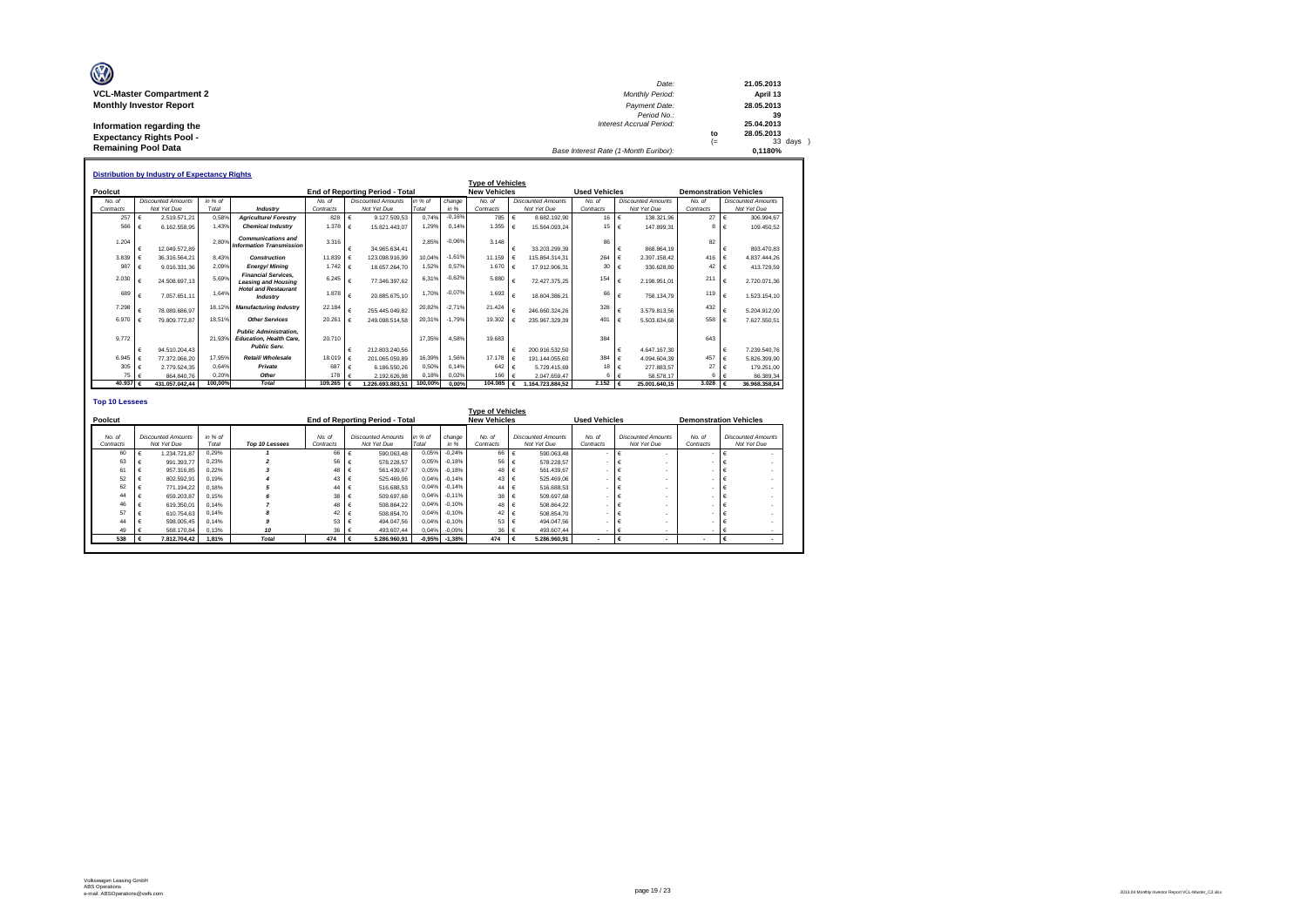**VCL-Master Compartment 2**
**Monthly Investor Report**

**Information regarding the Expectancy Rights Pool - Remaining Pool Data**

| | | |
|---|---|---|
| Date: | | 21.05.2013 |
| Monthly Period: | | April 13 |
| Payment Date: | | 28.05.2013 |
| Period No.: | | 39 |
| Interest Accrual Period: | | 25.04.2013 |
| | to | 28.05.2013 |
| | (= | 33 days ) |
| Base Interest Rate (1-Month Euribor): | | 0,1180% |

**Distribution by Industry of Expectancy Rights**

| Poolcut | | | | End of Reporting Period - Total | | | | Type of Vehicles New Vehicles | | Used Vehicles | | Demonstration Vehicles | |
|---|---|---|---|---|---|---|---|---|---|---|---|---|---|
| No. of Contracts | Discounted Amounts Not Yet Due | in % of Total | Industry | No. of Contracts | Discounted Amounts Not Yet Due | in % of Total | change in % | No. of Contracts | Discounted Amounts Not Yet Due | No. of Contracts | Discounted Amounts Not Yet Due | No. of Contracts | Discounted Amounts Not Yet Due |
| 257 | € 2.519.571,21 | 0,58% | Agriculture/ Forestry | 828 | € 9.127.509,53 | 0,74% | -0,16% | 785 | € 8.682.192,90 | 16 | € 138.321,96 | 27 | € 306.994,67 |
| 566 | € 6.162.558,95 | 1,43% | Chemical Industry | 1.378 | € 15.821.443,07 | 1,29% | 0,14% | 1.355 | € 15.564.093,24 | 15 | € 147.899,31 | 8 | € 109.450,52 |
| 1.204 | € 12.049.572,89 | 2,80% | Communications and Information Transmission | 3.316 | € 34.965.634,41 | 2,85% | -0,06% | 3.148 | € 33.203.299,39 | 86 | € 868.864,19 | 82 | € 893.470,83 |
| 3.839 | € 36.316.564,21 | 8,43% | Construction | 11.839 | € 123.098.916,99 | 10,04% | -1,61% | 11.159 | € 115.864.314,31 | 264 | € 2.397.158,42 | 416 | € 4.837.444,26 |
| 987 | € 9.016.331,36 | 2,09% | Energy/ Mining | 1.742 | € 18.657.264,70 | 1,52% | 0,57% | 1.670 | € 17.912.906,31 | 30 | € 330.628,80 | 42 | € 413.729,59 |
| 2.030 | € 24.508.697,13 | 5,69% | Financial Services, Leasing and Housing | 6.245 | € 77.346.397,62 | 6,31% | -0,62% | 5.880 | € 72.427.375,25 | 154 | € 2.198.951,01 | 211 | € 2.720.071,36 |
| 689 | € 7.057.651,11 | 1,64% | Hotel and Restaurant Industry | 1.878 | € 20.885.675,10 | 1,70% | -0,07% | 1.693 | € 18.604.386,21 | 66 | € 758.134,79 | 119 | € 1.523.154,10 |
| 7.298 | € 78.089.686,97 | 18,12% | Manufacturing Industry | 22.184 | € 255.445.049,82 | 20,82% | -2,71% | 21.424 | € 246.660.324,26 | 328 | € 3.579.813,56 | 432 | € 5.204.912,00 |
| 6.970 | € 79.809.772,87 | 18,51% | Other Services | 20.261 | € 249.098.514,58 | 20,31% | -1,79% | 19.302 | € 235.967.329,39 | 401 | € 5.503.634,68 | 558 | € 7.627.550,51 |
| 9.772 | € 94.510.204,43 | 21,93% | Public Administration, Education, Health Care, Public Serv. | 20.710 | € 212.803.240,56 | 17,35% | 4,58% | 19.683 | € 200.916.532,50 | 384 | € 4.647.167,30 | 643 | € 7.239.540,76 |
| 6.945 | € 77.372.066,20 | 17,95% | Retail/ Wholesale | 18.019 | € 201.065.059,89 | 16,39% | 1,56% | 17.178 | € 191.144.055,60 | 384 | € 4.094.604,39 | 457 | € 5.826.399,90 |
| 305 | € 2.779.524,35 | 0,64% | Private | 687 | € 6.186.550,26 | 0,50% | 0,14% | 642 | € 5.729.415,69 | 18 | € 277.883,57 | 27 | € 179.251,00 |
| 75 | € 864.840,76 | 0,20% | Other | 178 | € 2.192.626,98 | 0,18% | 0,02% | 166 | € 2.047.659,47 | 6 | € 58.578,17 | 6 | € 86.389,34 |
| 40.937 | € 431.057.042,44 | 100,00% | Total | 109.265 | € 1.226.693.883,51 | 100,00% | 0,00% | 104.085 | € 1.164.723.884,52 | 2.152 | € 25.001.640,15 | 3.028 | € 36.968.358,84 |

**Top 10 Lessees**

| Poolcut | | | | End of Reporting Period - Total | | | | Type of Vehicles New Vehicles | | Used Vehicles | | Demonstration Vehicles | |
|---|---|---|---|---|---|---|---|---|---|---|---|---|---|
| No. of Contracts | Discounted Amounts Not Yet Due | in % of Total | Top 10 Lessees | No. of Contracts | Discounted Amounts Not Yet Due | in % of Total | change in % | No. of Contracts | Discounted Amounts Not Yet Due | No. of Contracts | Discounted Amounts Not Yet Due | No. of Contracts | Discounted Amounts Not Yet Due |
| 60 | € 1.234.721,87 | 0,29% | 1 | 66 | € 590.063,48 | 0,05% | -0,24% | 66 | € 590.063,48 | - | € - | - | € - |
| 63 | € 991.393,77 | 0,23% | 2 | 56 | € 578.228,57 | 0,05% | -0,18% | 56 | € 578.228,57 | - | € - | - | € - |
| 61 | € 957.316,85 | 0,22% | 3 | 48 | € 561.439,67 | 0,05% | -0,18% | 48 | € 561.439,67 | - | € - | - | € - |
| 52 | € 802.592,91 | 0,19% | 4 | 43 | € 525.469,06 | 0,04% | -0,14% | 43 | € 525.469,06 | - | € - | - | € - |
| 62 | € 771.194,22 | 0,18% | 5 | 44 | € 516.688,53 | 0,04% | -0,14% | 44 | € 516.688,53 | - | € - | - | € - |
| 44 | € 659.203,87 | 0,15% | 6 | 38 | € 509.697,68 | 0,04% | -0,11% | 38 | € 509.697,68 | - | € - | - | € - |
| 46 | € 619.350,01 | 0,14% | 7 | 48 | € 508.864,22 | 0,04% | -0,10% | 48 | € 508.864,22 | - | € - | - | € - |
| 57 | € 610.754,63 | 0,14% | 8 | 42 | € 508.854,70 | 0,04% | -0,10% | 42 | € 508.854,70 | - | € - | - | € - |
| 44 | € 598.005,45 | 0,14% | 9 | 53 | € 494.047,56 | 0,04% | -0,10% | 53 | € 494.047,56 | - | € - | - | € - |
| 49 | € 568.170,84 | 0,13% | 10 | 36 | € 493.607,44 | 0,04% | -0,09% | 36 | € 493.607,44 | - | € - | - | € - |
| 538 | € 7.812.704,42 | 1,81% | Total | 474 | € 5.286.960,91 | -0,95% | -1,38% | 474 | € 5.286.960,91 | - | € - | - | € - |

Volkswagen Leasing GmbH
ABS Operations
e-mail: ABSOperations@vwfs.com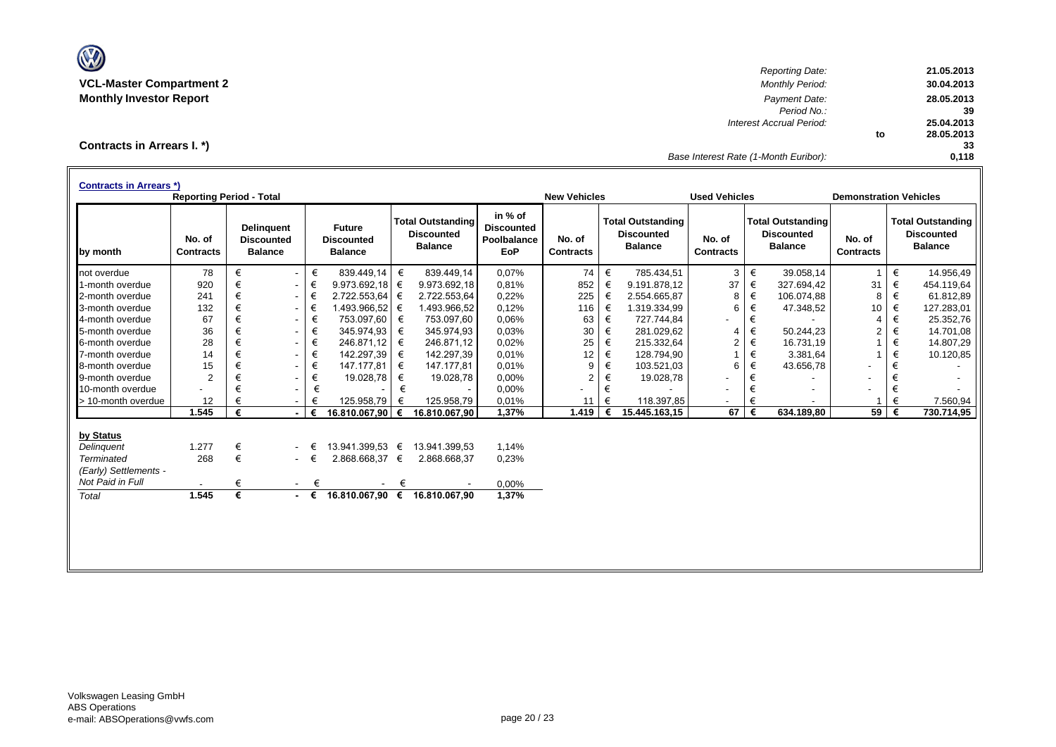**VCL-Master Compartment 2**
**Monthly Investor Report**

**Contracts in Arrears I. \*)**

| | | |
|---|---|---|
| *Reporting Date:* | | 21.05.2013 |
| *Monthly Period:* | | 30.04.2013 |
| *Payment Date:* | | 28.05.2013 |
| *Period No.:* | | 39 |
| *Interest Accrual Period:* | | 25.04.2013 |
| | to | 28.05.2013 |
| | | 33 |
| *Base Interest Rate (1-Month Euribor):* | | 0,118 |

**Contracts in Arrears \*)**

| | Reporting Period - Total | | | | | New Vehicles | | Used Vehicles | | Demonstration Vehicles | |
|---|---|---|---|---|---|---|---|---|---|---|---|
| by month | No. of Contracts | Delinquent Discounted Balance | Future Discounted Balance | Total Outstanding Discounted Balance | in % of Discounted Poolbalance EoP | No. of Contracts | Total Outstanding Discounted Balance | No. of Contracts | Total Outstanding Discounted Balance | No. of Contracts | Total Outstanding Discounted Balance |
| not overdue | 78 | € - | € 839.449,14 | € 839.449,14 | 0,07% | 74 | € 785.434,51 | 3 | € 39.058,14 | 1 | € 14.956,49 |
| 1-month overdue | 920 | € - | € 9.973.692,18 | € 9.973.692,18 | 0,81% | 852 | € 9.191.878,12 | 37 | € 327.694,42 | 31 | € 454.119,64 |
| 2-month overdue | 241 | € - | € 2.722.553,64 | € 2.722.553,64 | 0,22% | 225 | € 2.554.665,87 | 8 | € 106.074,88 | 8 | € 61.812,89 |
| 3-month overdue | 132 | € - | € 1.493.966,52 | € 1.493.966,52 | 0,12% | 116 | € 1.319.334,99 | 6 | € 47.348,52 | 10 | € 127.283,01 |
| 4-month overdue | 67 | € - | € 753.097,60 | € 753.097,60 | 0,06% | 63 | € 727.744,84 | - | € - | 4 | € 25.352,76 |
| 5-month overdue | 36 | € - | € 345.974,93 | € 345.974,93 | 0,03% | 30 | € 281.029,62 | 4 | € 50.244,23 | 2 | € 14.701,08 |
| 6-month overdue | 28 | € - | € 246.871,12 | € 246.871,12 | 0,02% | 25 | € 215.332,64 | 2 | € 16.731,19 | 1 | € 14.807,29 |
| 7-month overdue | 14 | € - | € 142.297,39 | € 142.297,39 | 0,01% | 12 | € 128.794,90 | 1 | € 3.381,64 | 1 | € 10.120,85 |
| 8-month overdue | 15 | € - | € 147.177,81 | € 147.177,81 | 0,01% | 9 | € 103.521,03 | 6 | € 43.656,78 | - | € - |
| 9-month overdue | 2 | € - | € 19.028,78 | € 19.028,78 | 0,00% | 2 | € 19.028,78 | - | € - | - | € - |
| 10-month overdue | - | € - | € - | € - | 0,00% | - | € - | - | € - | - | € - |
| > 10-month overdue | 12 | € - | € 125.958,79 | € 125.958,79 | 0,01% | 11 | € 118.397,85 | - | € - | 1 | € 7.560,94 |
| | **1.545** | **€ -** | **€ 16.810.067,90** | **€ 16.810.067,90** | **1,37%** | **1.419** | **€ 15.445.163,15** | **67** | **€ 634.189,80** | **59** | **€ 730.714,95** |

| by Status | No. of Contracts | Delinquent Discounted Balance | Future Discounted Balance | Total Outstanding Discounted Balance | in % of Discounted Poolbalance EoP |
|---|---|---|---|---|---|
| *Delinquent* | 1.277 | € - | € 13.941.399,53 | € 13.941.399,53 | 1,14% |
| *Terminated* | 268 | € - | € 2.868.668,37 | € 2.868.668,37 | 0,23% |
| *(Early) Settlements - Not Paid in Full* | - | € - | € - | € - | 0,00% |
| *Total* | **1.545** | **€ -** | **€ 16.810.067,90** | **€ 16.810.067,90** | **1,37%** |

Volkswagen Leasing GmbH
ABS Operations
e-mail: ABSOperations@vwfs.com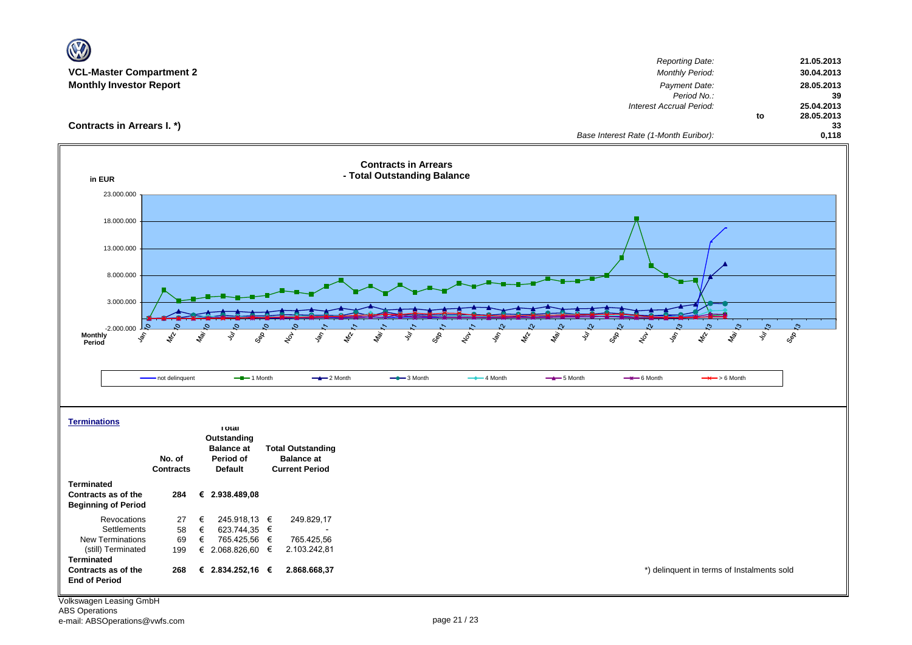**VCL-Master Compartment 2**
**Monthly Investor Report**

| | | |
|---|---|---|
| *Reporting Date:* | | 21.05.2013 |
| *Monthly Period:* | | 30.04.2013 |
| *Payment Date:* | | 28.05.2013 |
| *Period No.:* | | 39 |
| *Interest Accrual Period:* | | 25.04.2013 |
| | to | 28.05.2013 |
| | | 33 |
| *Base Interest Rate (1-Month Euribor):* | | 0,118 |

## Contracts in Arrears I. *)

**Contracts in Arrears - Total Outstanding Balance**

in EUR

Legend: not delinquent, 1 Month, 2 Month, 3 Month, 4 Month, 5 Month, 6 Month, > 6 Month

Monthly Period: Jan 10 – Sep 13

### Terminations

| | No. of Contracts | Total Outstanding Balance at Period of Default | Total Outstanding Balance at Current Period |
|---|---|---|---|
| **Terminated Contracts as of the Beginning of Period** | **284** | **€ 2.938.489,08** | |
| Revocations | 27 | € 245.918,13 | € 249.829,17 |
| Settlements | 58 | € 623.744,35 | € - |
| New Terminations | 69 | € 765.425,56 | € 765.425,56 |
| (still) Terminated | 199 | € 2.068.826,60 | € 2.103.242,81 |
| **Terminated Contracts as of the End of Period** | **268** | **€ 2.834.252,16** | **€ 2.868.668,37** |

*) delinquent in terms of Instalments sold

Volkswagen Leasing GmbH
ABS Operations
e-mail: ABSOperations@vwfs.com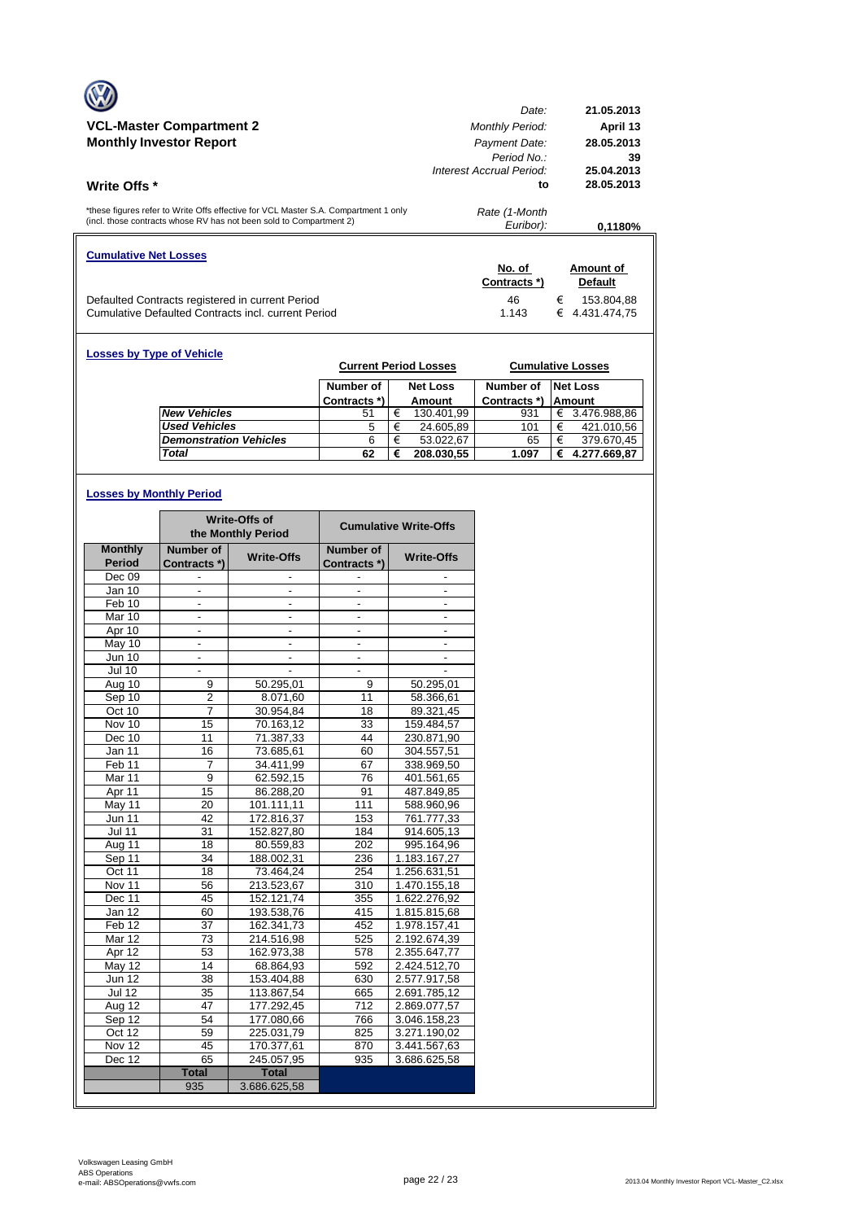# VCL-Master Compartment 2
## Monthly Investor Report

| | |
|---|---|
| *Date:* | **21.05.2013** |
| *Monthly Period:* | **April 13** |
| *Payment Date:* | **28.05.2013** |
| *Period No.:* | **39** |
| *Interest Accrual Period:* | **25.04.2013** |
| **to** | **28.05.2013** |
| *Rate (1-Month Euribor):* | **0,1180%** |

## Write Offs *

*these figures refer to Write Offs effective for VCL Master S.A. Compartment 1 only (incl. those contracts whose RV has not been sold to Compartment 2)

### Cumulative Net Losses

| | No. of Contracts *) | Amount of Default |
|---|---|---|
| Defaulted Contracts registered in current Period | 46 | € 153.804,88 |
| Cumulative Defaulted Contracts incl. current Period | 1.143 | € 4.431.474,75 |

### Losses by Type of Vehicle

| | Current Period Losses | | Cumulative Losses | |
|---|---|---|---|---|
| | Number of Contracts *) | Net Loss Amount | Number of Contracts *) | Net Loss Amount |
| *New Vehicles* | 51 | € 130.401,99 | 931 | € 3.476.988,86 |
| *Used Vehicles* | 5 | € 24.605,89 | 101 | € 421.010,56 |
| *Demonstration Vehicles* | 6 | € 53.022,67 | 65 | € 379.670,45 |
| *Total* | **62** | **€ 208.030,55** | **1.097** | **€ 4.277.669,87** |

### Losses by Monthly Period

| | Write-Offs of the Monthly Period | | Cumulative Write-Offs | |
|---|---|---|---|---|
| **Monthly Period** | **Number of Contracts *)** | **Write-Offs** | **Number of Contracts *)** | **Write-Offs** |
| Dec 09 | - | - | - | - |
| Jan 10 | - | - | - | - |
| Feb 10 | - | - | - | - |
| Mar 10 | - | - | - | - |
| Apr 10 | - | - | - | - |
| May 10 | - | - | - | - |
| Jun 10 | - | - | - | - |
| Jul 10 | - | - | - | - |
| Aug 10 | 9 | 50.295,01 | 9 | 50.295,01 |
| Sep 10 | 2 | 8.071,60 | 11 | 58.366,61 |
| Oct 10 | 7 | 30.954,84 | 18 | 89.321,45 |
| Nov 10 | 15 | 70.163,12 | 33 | 159.484,57 |
| Dec 10 | 11 | 71.387,33 | 44 | 230.871,90 |
| Jan 11 | 16 | 73.685,61 | 60 | 304.557,51 |
| Feb 11 | 7 | 34.411,99 | 67 | 338.969,50 |
| Mar 11 | 9 | 62.592,15 | 76 | 401.561,65 |
| Apr 11 | 15 | 86.288,20 | 91 | 487.849,85 |
| May 11 | 20 | 101.111,11 | 111 | 588.960,96 |
| Jun 11 | 42 | 172.816,37 | 153 | 761.777,33 |
| Jul 11 | 31 | 152.827,80 | 184 | 914.605,13 |
| Aug 11 | 18 | 80.559,83 | 202 | 995.164,96 |
| Sep 11 | 34 | 188.002,31 | 236 | 1.183.167,27 |
| Oct 11 | 18 | 73.464,24 | 254 | 1.256.631,51 |
| Nov 11 | 56 | 213.523,67 | 310 | 1.470.155,18 |
| Dec 11 | 45 | 152.121,74 | 355 | 1.622.276,92 |
| Jan 12 | 60 | 193.538,76 | 415 | 1.815.815,68 |
| Feb 12 | 37 | 162.341,73 | 452 | 1.978.157,41 |
| Mar 12 | 73 | 214.516,98 | 525 | 2.192.674,39 |
| Apr 12 | 53 | 162.973,38 | 578 | 2.355.647,77 |
| May 12 | 14 | 68.864,93 | 592 | 2.424.512,70 |
| Jun 12 | 38 | 153.404,88 | 630 | 2.577.917,58 |
| Jul 12 | 35 | 113.867,54 | 665 | 2.691.785,12 |
| Aug 12 | 47 | 177.292,45 | 712 | 2.869.077,57 |
| Sep 12 | 54 | 177.080,66 | 766 | 3.046.158,23 |
| Oct 12 | 59 | 225.031,79 | 825 | 3.271.190,02 |
| Nov 12 | 45 | 170.377,61 | 870 | 3.441.567,63 |
| Dec 12 | 65 | 245.057,95 | 935 | 3.686.625,58 |
| | **Total** | **Total** | | |
| | 935 | 3.686.625,58 | | |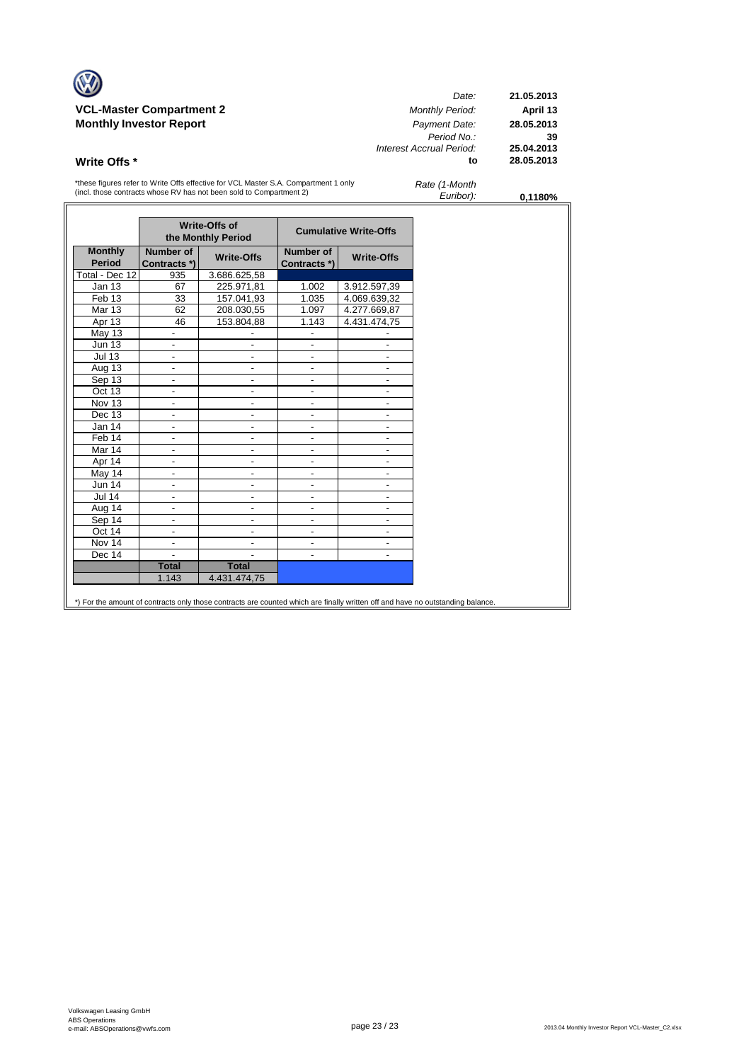**VCL-Master Compartment 2**
**Monthly Investor Report**

| | |
|---|---|
| *Date:* | **21.05.2013** |
| *Monthly Period:* | **April 13** |
| *Payment Date:* | **28.05.2013** |
| *Period No.:* | **39** |
| *Interest Accrual Period:* | **25.04.2013** |
| **to** | **28.05.2013** |
| *Rate (1-Month Euribor):* | **0,1180%** |

## Write Offs *

*these figures refer to Write Offs effective for VCL Master S.A. Compartment 1 only (incl. those contracts whose RV has not been sold to Compartment 2)

| | Write-Offs of the Monthly Period | | Cumulative Write-Offs | |
|---|---|---|---|---|
| **Monthly Period** | **Number of Contracts *)** | **Write-Offs** | **Number of Contracts *)** | **Write-Offs** |
| Total - Dec 12 | 935 | 3.686.625,58 | | |
| Jan 13 | 67 | 225.971,81 | 1.002 | 3.912.597,39 |
| Feb 13 | 33 | 157.041,93 | 1.035 | 4.069.639,32 |
| Mar 13 | 62 | 208.030,55 | 1.097 | 4.277.669,87 |
| Apr 13 | 46 | 153.804,88 | 1.143 | 4.431.474,75 |
| May 13 | - | - | - | - |
| Jun 13 | - | - | - | - |
| Jul 13 | - | - | - | - |
| Aug 13 | - | - | - | - |
| Sep 13 | - | - | - | - |
| Oct 13 | - | - | - | - |
| Nov 13 | - | - | - | - |
| Dec 13 | - | - | - | - |
| Jan 14 | - | - | - | - |
| Feb 14 | - | - | - | - |
| Mar 14 | - | - | - | - |
| Apr 14 | - | - | - | - |
| May 14 | - | - | - | - |
| Jun 14 | - | - | - | - |
| Jul 14 | - | - | - | - |
| Aug 14 | - | - | - | - |
| Sep 14 | - | - | - | - |
| Oct 14 | - | - | - | - |
| Nov 14 | - | - | - | - |
| Dec 14 | - | - | - | - |
| | **Total** | **Total** | | |
| | 1.143 | 4.431.474,75 | | |

*) For the amount of contracts only those contracts are counted which are finally written off and have no outstanding balance.

Volkswagen Leasing GmbH
ABS Operations
e-mail: ABSOperations@vwfs.com

2013.04 Monthly Investor Report VCL-Master_C2.xlsx